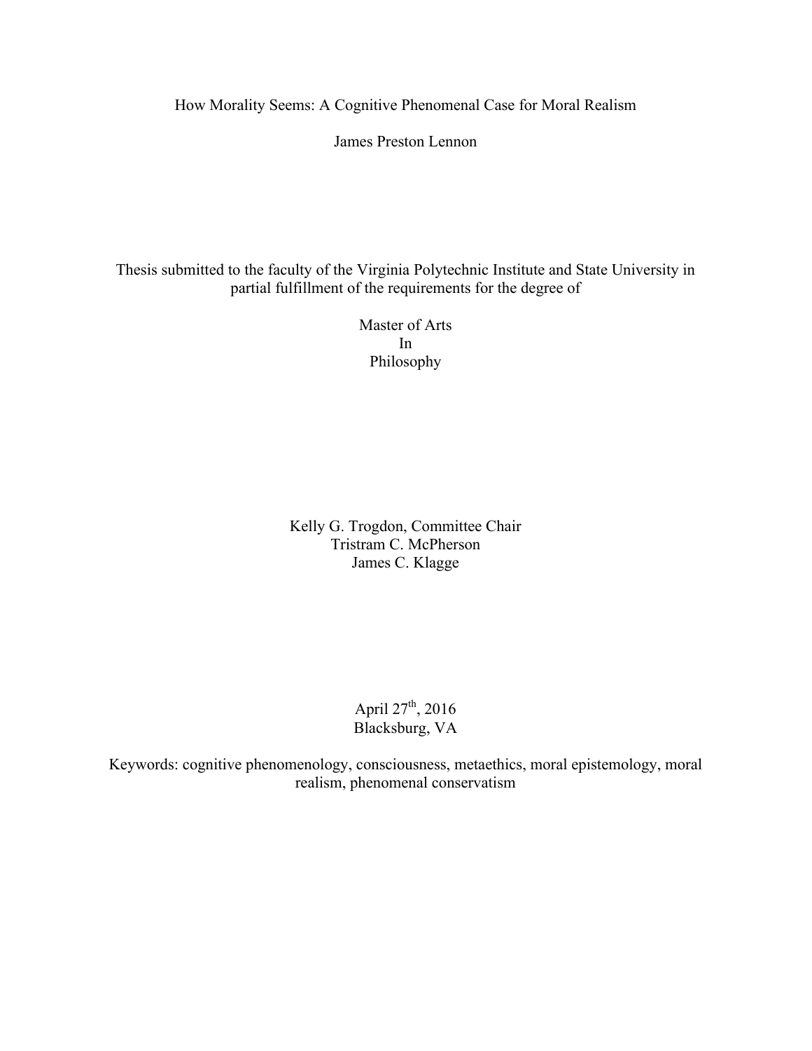# How Morality Seems: A Cognitive Phenomenal Case for Moral Realism

James Preston Lennon

Thesis submitted to the faculty of the Virginia Polytechnic Institute and State University in partial fulfillment of the requirements for the degree of

Master of Arts
In
Philosophy

Kelly G. Trogdon, Committee Chair
Tristram C. McPherson
James C. Klagge

April 27th, 2016
Blacksburg, VA

Keywords: cognitive phenomenology, consciousness, metaethics, moral epistemology, moral realism, phenomenal conservatism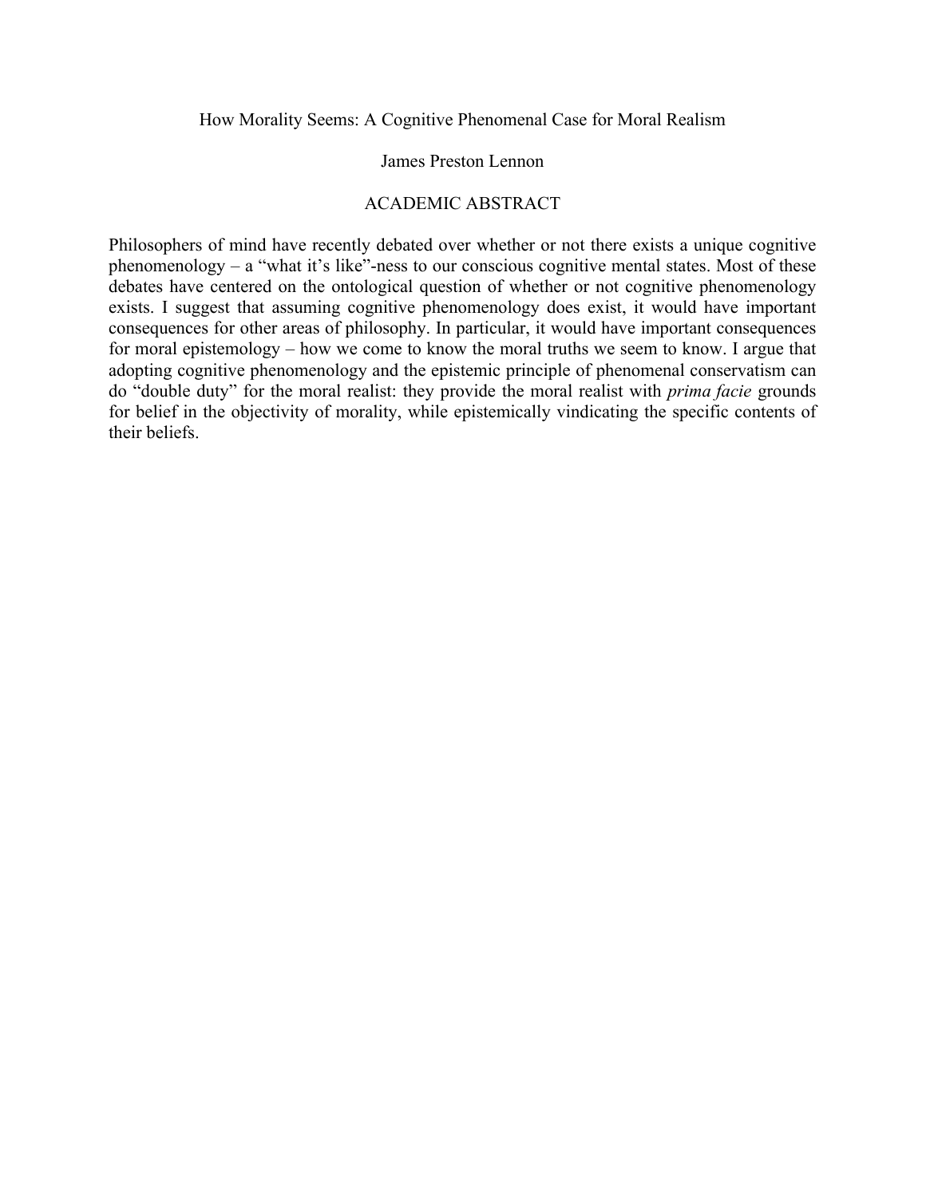How Morality Seems: A Cognitive Phenomenal Case for Moral Realism

James Preston Lennon

ACADEMIC ABSTRACT

Philosophers of mind have recently debated over whether or not there exists a unique cognitive phenomenology – a "what it's like"-ness to our conscious cognitive mental states. Most of these debates have centered on the ontological question of whether or not cognitive phenomenology exists. I suggest that assuming cognitive phenomenology does exist, it would have important consequences for other areas of philosophy. In particular, it would have important consequences for moral epistemology – how we come to know the moral truths we seem to know. I argue that adopting cognitive phenomenology and the epistemic principle of phenomenal conservatism can do "double duty" for the moral realist: they provide the moral realist with *prima facie* grounds for belief in the objectivity of morality, while epistemically vindicating the specific contents of their beliefs.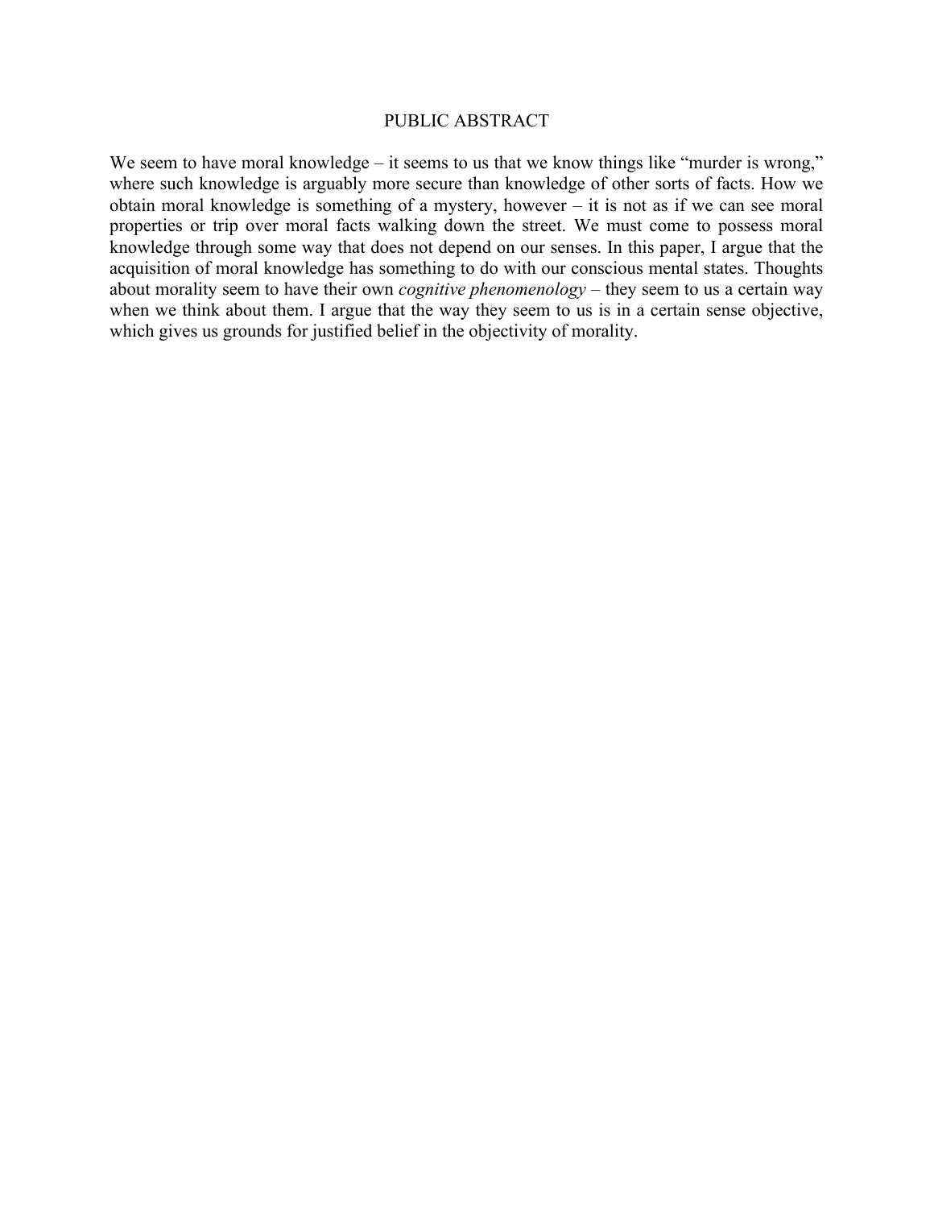# PUBLIC ABSTRACT

We seem to have moral knowledge – it seems to us that we know things like "murder is wrong," where such knowledge is arguably more secure than knowledge of other sorts of facts. How we obtain moral knowledge is something of a mystery, however – it is not as if we can see moral properties or trip over moral facts walking down the street. We must come to possess moral knowledge through some way that does not depend on our senses. In this paper, I argue that the acquisition of moral knowledge has something to do with our conscious mental states. Thoughts about morality seem to have their own *cognitive phenomenology* – they seem to us a certain way when we think about them. I argue that the way they seem to us is in a certain sense objective, which gives us grounds for justified belief in the objectivity of morality.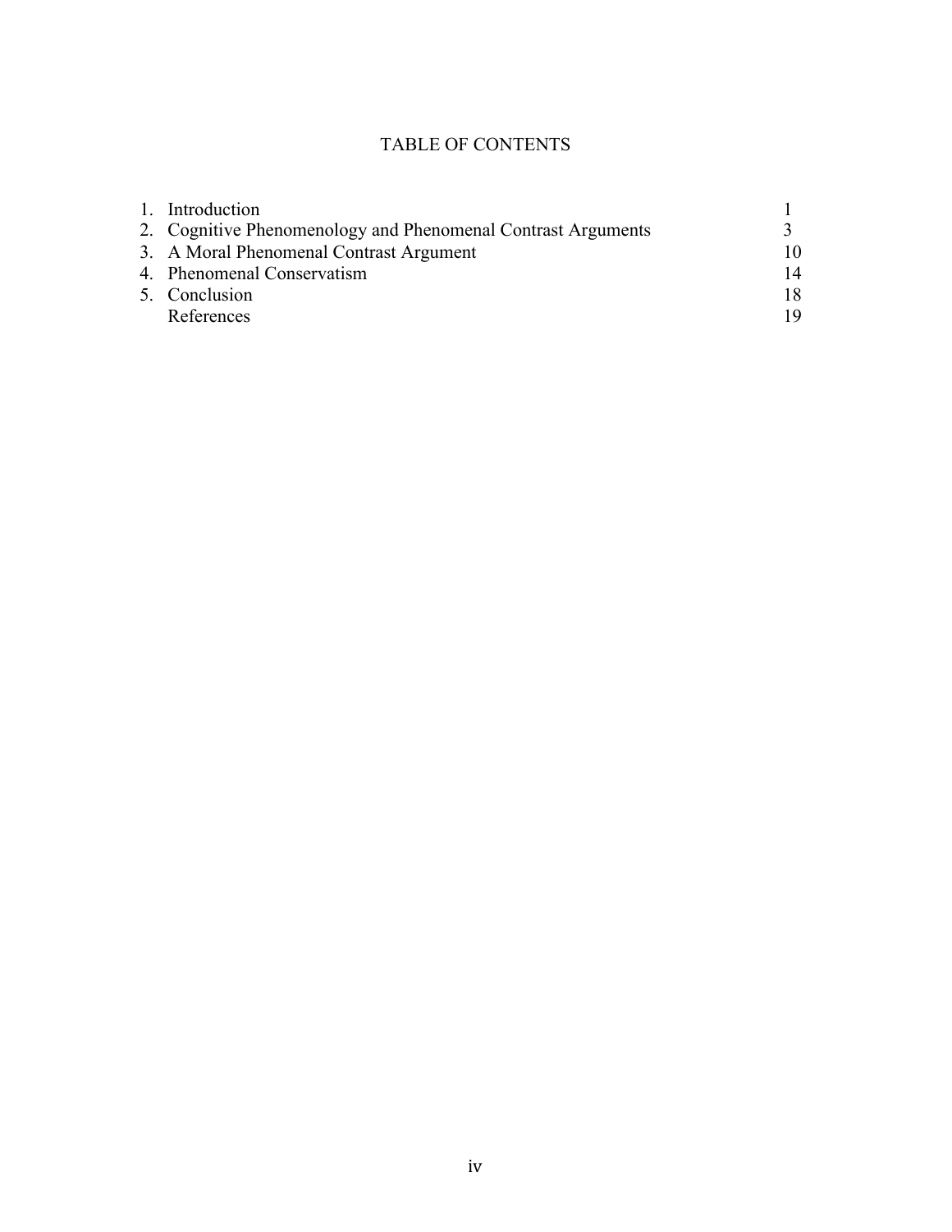# TABLE OF CONTENTS

| | |
|---|---|
| 1. Introduction | 1 |
| 2. Cognitive Phenomenology and Phenomenal Contrast Arguments | 3 |
| 3. A Moral Phenomenal Contrast Argument | 10 |
| 4. Phenomenal Conservatism | 14 |
| 5. Conclusion | 18 |
| References | 19 |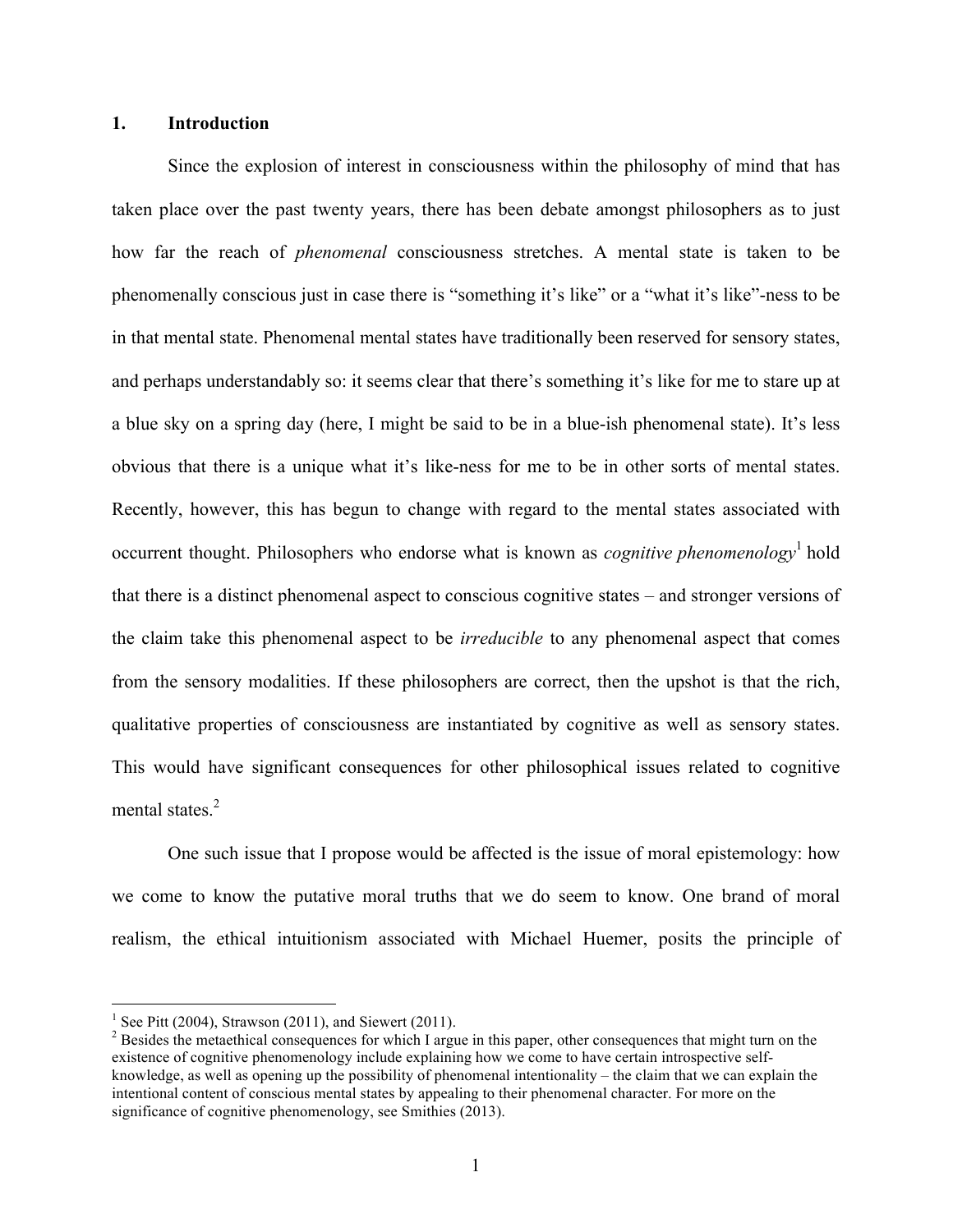## 1. Introduction

Since the explosion of interest in consciousness within the philosophy of mind that has taken place over the past twenty years, there has been debate amongst philosophers as to just how far the reach of *phenomenal* consciousness stretches. A mental state is taken to be phenomenally conscious just in case there is "something it's like" or a "what it's like"-ness to be in that mental state. Phenomenal mental states have traditionally been reserved for sensory states, and perhaps understandably so: it seems clear that there's something it's like for me to stare up at a blue sky on a spring day (here, I might be said to be in a blue-ish phenomenal state). It's less obvious that there is a unique what it's like-ness for me to be in other sorts of mental states. Recently, however, this has begun to change with regard to the mental states associated with occurrent thought. Philosophers who endorse what is known as *cognitive phenomenology*[1] hold that there is a distinct phenomenal aspect to conscious cognitive states – and stronger versions of the claim take this phenomenal aspect to be *irreducible* to any phenomenal aspect that comes from the sensory modalities. If these philosophers are correct, then the upshot is that the rich, qualitative properties of consciousness are instantiated by cognitive as well as sensory states. This would have significant consequences for other philosophical issues related to cognitive mental states.[2]

One such issue that I propose would be affected is the issue of moral epistemology: how we come to know the putative moral truths that we do seem to know. One brand of moral realism, the ethical intuitionism associated with Michael Huemer, posits the principle of

---

[1] See Pitt (2004), Strawson (2011), and Siewert (2011).

[2] Besides the metaethical consequences for which I argue in this paper, other consequences that might turn on the existence of cognitive phenomenology include explaining how we come to have certain introspective self-knowledge, as well as opening up the possibility of phenomenal intentionality – the claim that we can explain the intentional content of conscious mental states by appealing to their phenomenal character. For more on the significance of cognitive phenomenology, see Smithies (2013).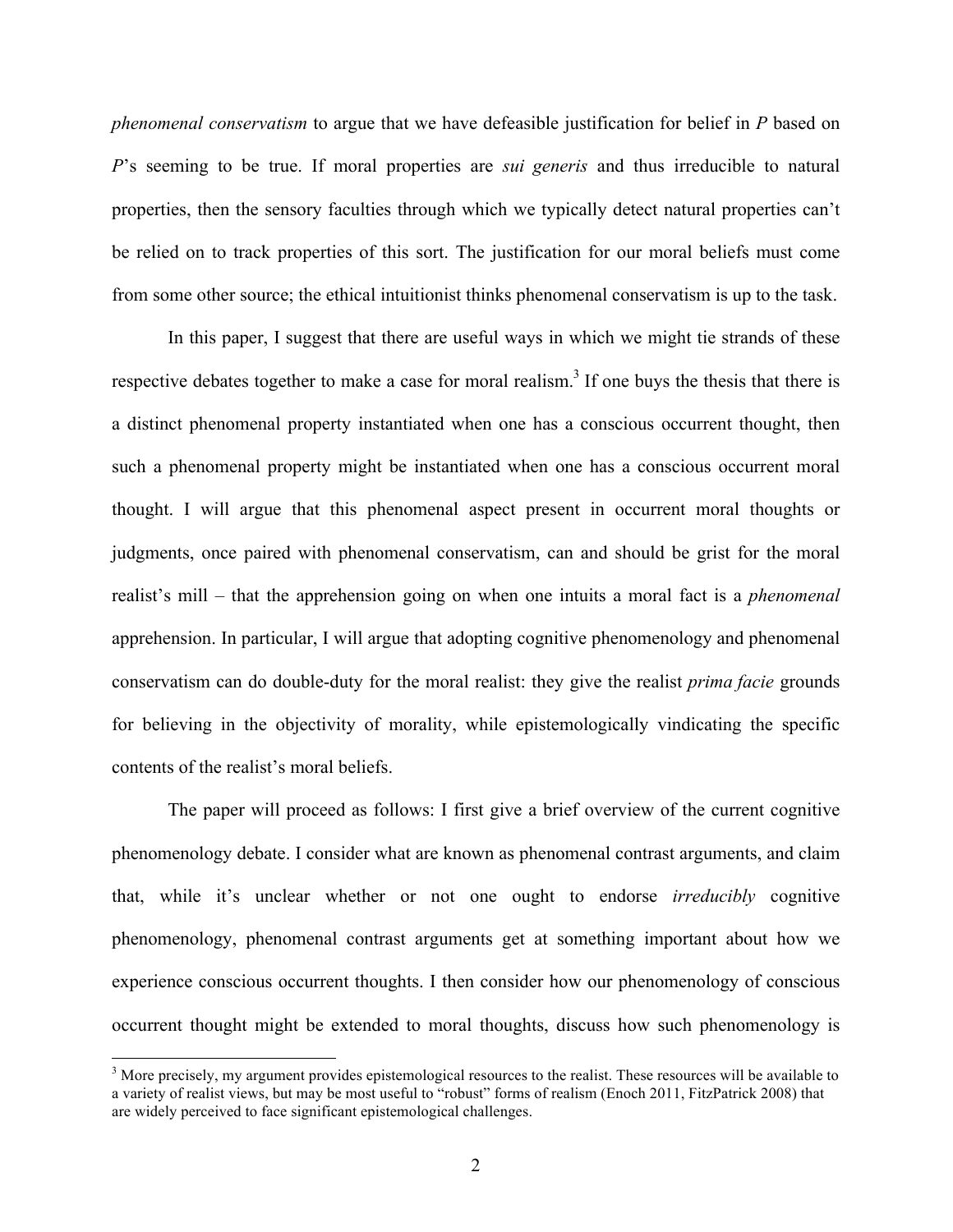*phenomenal conservatism* to argue that we have defeasible justification for belief in *P* based on *P*'s seeming to be true. If moral properties are *sui generis* and thus irreducible to natural properties, then the sensory faculties through which we typically detect natural properties can't be relied on to track properties of this sort. The justification for our moral beliefs must come from some other source; the ethical intuitionist thinks phenomenal conservatism is up to the task.

In this paper, I suggest that there are useful ways in which we might tie strands of these respective debates together to make a case for moral realism.[3] If one buys the thesis that there is a distinct phenomenal property instantiated when one has a conscious occurrent thought, then such a phenomenal property might be instantiated when one has a conscious occurrent moral thought. I will argue that this phenomenal aspect present in occurrent moral thoughts or judgments, once paired with phenomenal conservatism, can and should be grist for the moral realist's mill – that the apprehension going on when one intuits a moral fact is a *phenomenal* apprehension. In particular, I will argue that adopting cognitive phenomenology and phenomenal conservatism can do double-duty for the moral realist: they give the realist *prima facie* grounds for believing in the objectivity of morality, while epistemologically vindicating the specific contents of the realist's moral beliefs.

The paper will proceed as follows: I first give a brief overview of the current cognitive phenomenology debate. I consider what are known as phenomenal contrast arguments, and claim that, while it's unclear whether or not one ought to endorse *irreducibly* cognitive phenomenology, phenomenal contrast arguments get at something important about how we experience conscious occurrent thoughts. I then consider how our phenomenology of conscious occurrent thought might be extended to moral thoughts, discuss how such phenomenology is

[3] More precisely, my argument provides epistemological resources to the realist. These resources will be available to a variety of realist views, but may be most useful to "robust" forms of realism (Enoch 2011, FitzPatrick 2008) that are widely perceived to face significant epistemological challenges.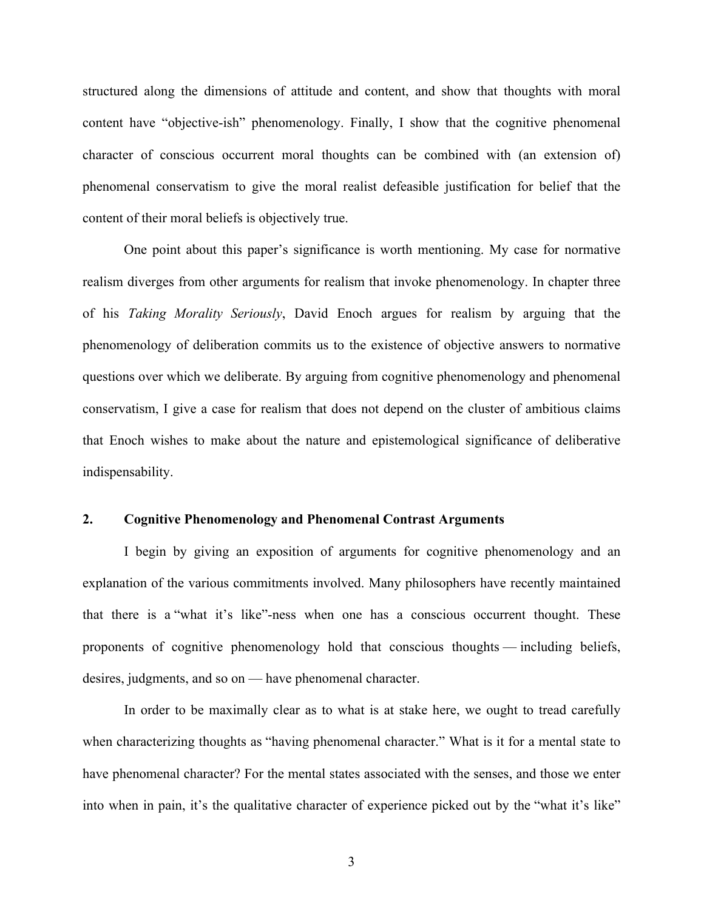structured along the dimensions of attitude and content, and show that thoughts with moral content have "objective-ish" phenomenology. Finally, I show that the cognitive phenomenal character of conscious occurrent moral thoughts can be combined with (an extension of) phenomenal conservatism to give the moral realist defeasible justification for belief that the content of their moral beliefs is objectively true.

One point about this paper's significance is worth mentioning. My case for normative realism diverges from other arguments for realism that invoke phenomenology. In chapter three of his *Taking Morality Seriously*, David Enoch argues for realism by arguing that the phenomenology of deliberation commits us to the existence of objective answers to normative questions over which we deliberate. By arguing from cognitive phenomenology and phenomenal conservatism, I give a case for realism that does not depend on the cluster of ambitious claims that Enoch wishes to make about the nature and epistemological significance of deliberative indispensability.

## 2. Cognitive Phenomenology and Phenomenal Contrast Arguments

I begin by giving an exposition of arguments for cognitive phenomenology and an explanation of the various commitments involved. Many philosophers have recently maintained that there is a "what it's like"-ness when one has a conscious occurrent thought. These proponents of cognitive phenomenology hold that conscious thoughts — including beliefs, desires, judgments, and so on — have phenomenal character.

In order to be maximally clear as to what is at stake here, we ought to tread carefully when characterizing thoughts as "having phenomenal character." What is it for a mental state to have phenomenal character? For the mental states associated with the senses, and those we enter into when in pain, it's the qualitative character of experience picked out by the "what it's like"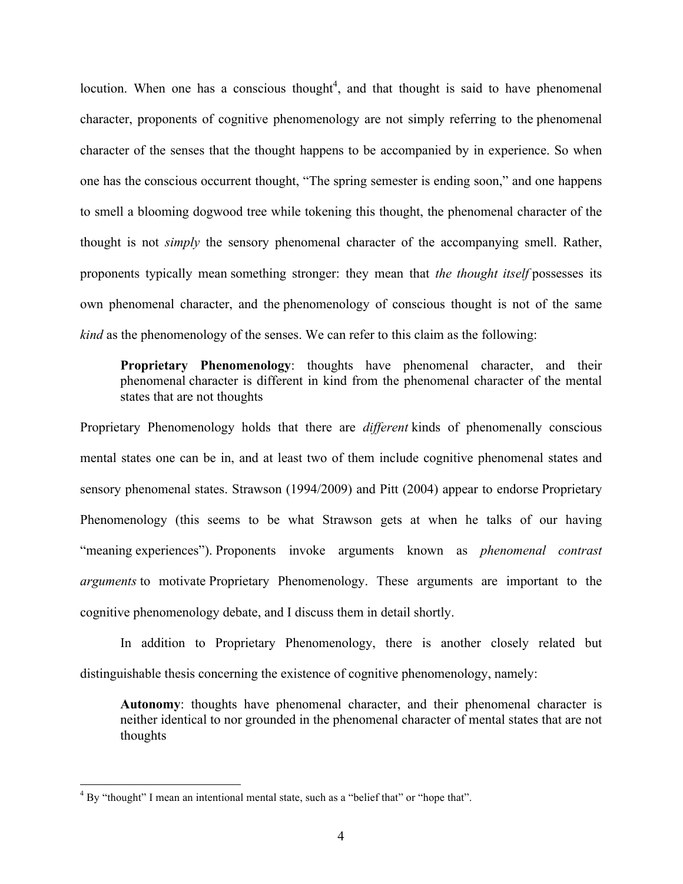locution. When one has a conscious thought[4], and that thought is said to have phenomenal character, proponents of cognitive phenomenology are not simply referring to the phenomenal character of the senses that the thought happens to be accompanied by in experience. So when one has the conscious occurrent thought, "The spring semester is ending soon," and one happens to smell a blooming dogwood tree while tokening this thought, the phenomenal character of the thought is not *simply* the sensory phenomenal character of the accompanying smell. Rather, proponents typically mean something stronger: they mean that *the thought itself* possesses its own phenomenal character, and the phenomenology of conscious thought is not of the same *kind* as the phenomenology of the senses. We can refer to this claim as the following:

> **Proprietary Phenomenology**: thoughts have phenomenal character, and their phenomenal character is different in kind from the phenomenal character of the mental states that are not thoughts

Proprietary Phenomenology holds that there are *different* kinds of phenomenally conscious mental states one can be in, and at least two of them include cognitive phenomenal states and sensory phenomenal states. Strawson (1994/2009) and Pitt (2004) appear to endorse Proprietary Phenomenology (this seems to be what Strawson gets at when he talks of our having "meaning experiences"). Proponents invoke arguments known as *phenomenal contrast arguments* to motivate Proprietary Phenomenology. These arguments are important to the cognitive phenomenology debate, and I discuss them in detail shortly.

In addition to Proprietary Phenomenology, there is another closely related but distinguishable thesis concerning the existence of cognitive phenomenology, namely:

> **Autonomy**: thoughts have phenomenal character, and their phenomenal character is neither identical to nor grounded in the phenomenal character of mental states that are not thoughts

---

[4] By "thought" I mean an intentional mental state, such as a "belief that" or "hope that".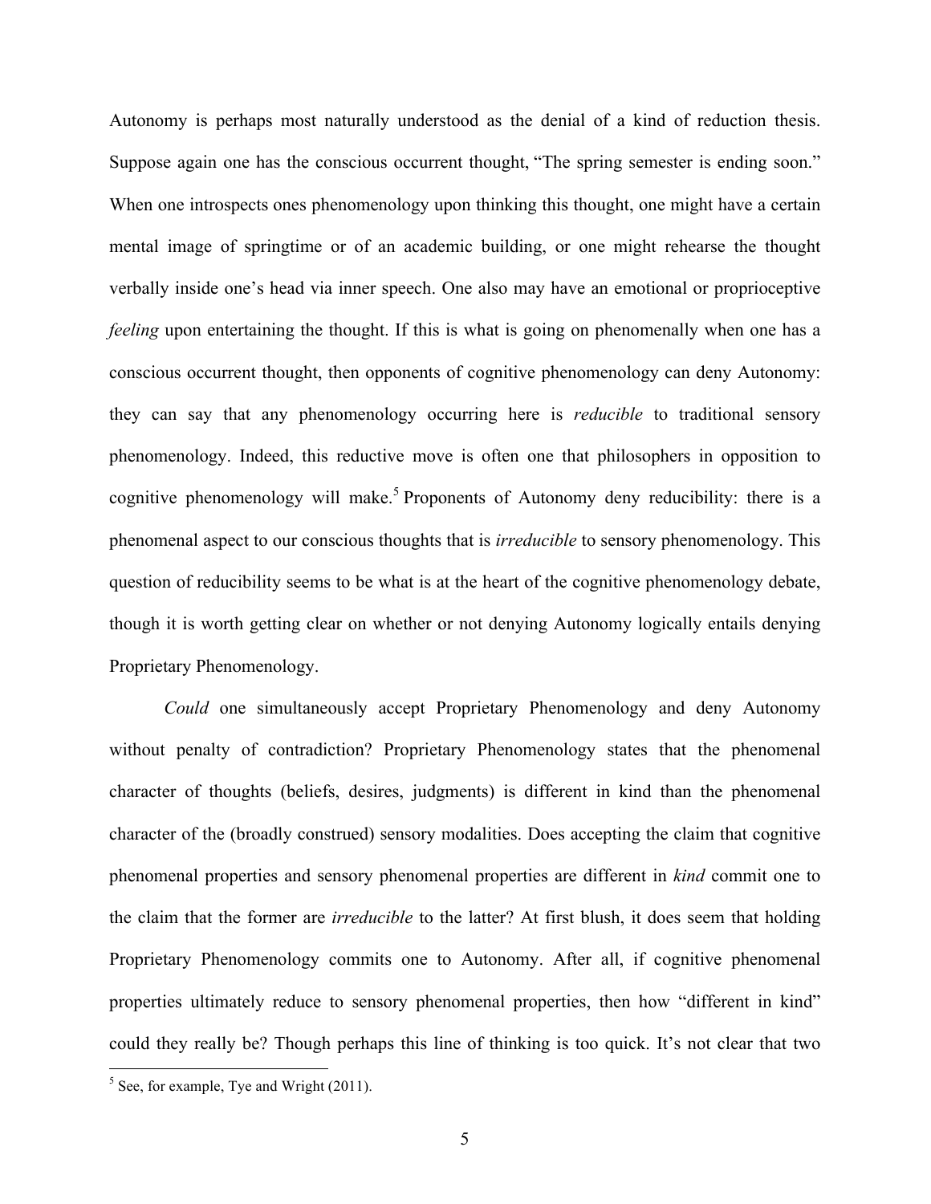Autonomy is perhaps most naturally understood as the denial of a kind of reduction thesis. Suppose again one has the conscious occurrent thought, "The spring semester is ending soon." When one introspects ones phenomenology upon thinking this thought, one might have a certain mental image of springtime or of an academic building, or one might rehearse the thought verbally inside one's head via inner speech. One also may have an emotional or proprioceptive *feeling* upon entertaining the thought. If this is what is going on phenomenally when one has a conscious occurrent thought, then opponents of cognitive phenomenology can deny Autonomy: they can say that any phenomenology occurring here is *reducible* to traditional sensory phenomenology. Indeed, this reductive move is often one that philosophers in opposition to cognitive phenomenology will make.[5] Proponents of Autonomy deny reducibility: there is a phenomenal aspect to our conscious thoughts that is *irreducible* to sensory phenomenology. This question of reducibility seems to be what is at the heart of the cognitive phenomenology debate, though it is worth getting clear on whether or not denying Autonomy logically entails denying Proprietary Phenomenology.

*Could* one simultaneously accept Proprietary Phenomenology and deny Autonomy without penalty of contradiction? Proprietary Phenomenology states that the phenomenal character of thoughts (beliefs, desires, judgments) is different in kind than the phenomenal character of the (broadly construed) sensory modalities. Does accepting the claim that cognitive phenomenal properties and sensory phenomenal properties are different in *kind* commit one to the claim that the former are *irreducible* to the latter? At first blush, it does seem that holding Proprietary Phenomenology commits one to Autonomy. After all, if cognitive phenomenal properties ultimately reduce to sensory phenomenal properties, then how "different in kind" could they really be? Though perhaps this line of thinking is too quick. It's not clear that two

[5] See, for example, Tye and Wright (2011).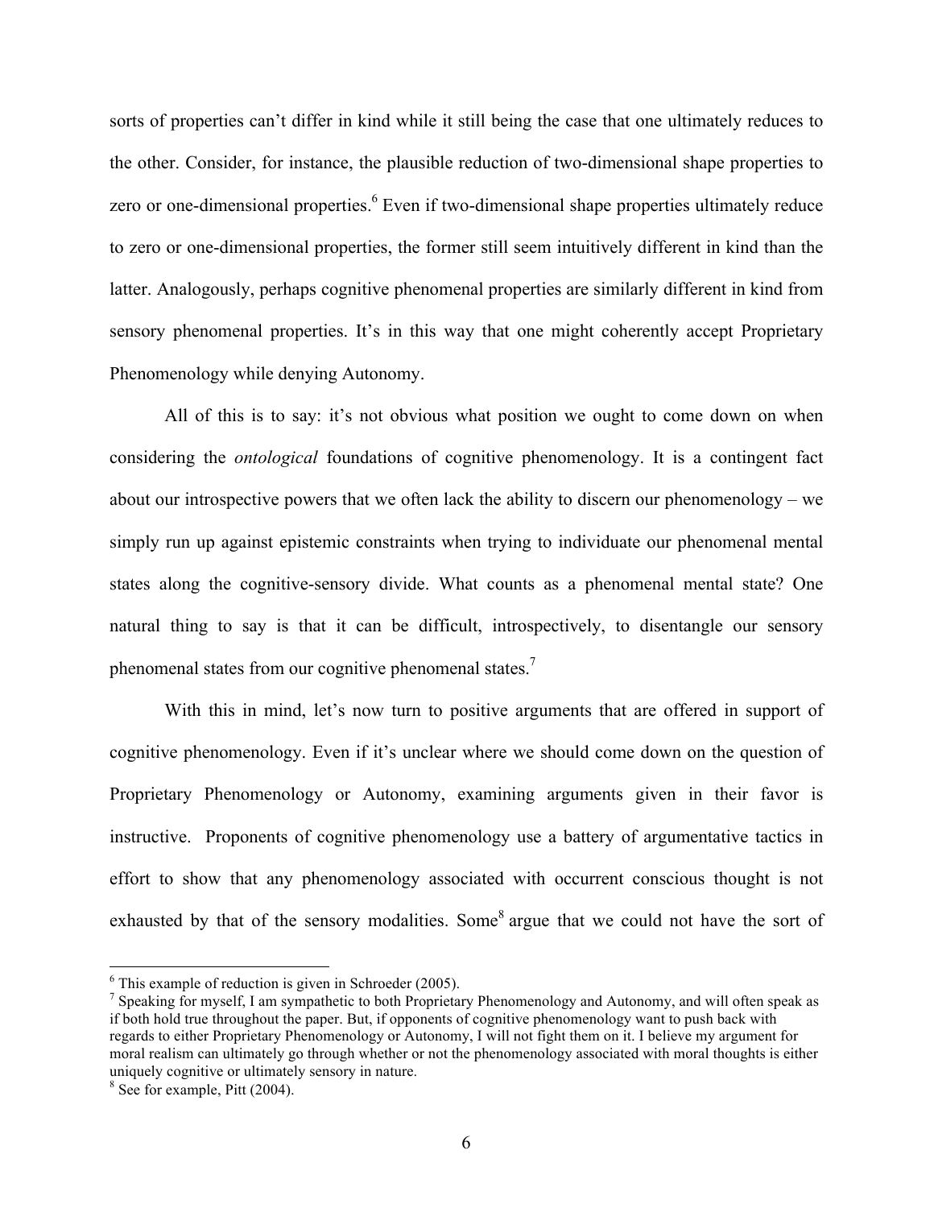sorts of properties can't differ in kind while it still being the case that one ultimately reduces to the other. Consider, for instance, the plausible reduction of two-dimensional shape properties to zero or one-dimensional properties.[6] Even if two-dimensional shape properties ultimately reduce to zero or one-dimensional properties, the former still seem intuitively different in kind than the latter. Analogously, perhaps cognitive phenomenal properties are similarly different in kind from sensory phenomenal properties. It's in this way that one might coherently accept Proprietary Phenomenology while denying Autonomy.

All of this is to say: it's not obvious what position we ought to come down on when considering the *ontological* foundations of cognitive phenomenology. It is a contingent fact about our introspective powers that we often lack the ability to discern our phenomenology – we simply run up against epistemic constraints when trying to individuate our phenomenal mental states along the cognitive-sensory divide. What counts as a phenomenal mental state? One natural thing to say is that it can be difficult, introspectively, to disentangle our sensory phenomenal states from our cognitive phenomenal states.[7]

With this in mind, let's now turn to positive arguments that are offered in support of cognitive phenomenology. Even if it's unclear where we should come down on the question of Proprietary Phenomenology or Autonomy, examining arguments given in their favor is instructive. Proponents of cognitive phenomenology use a battery of argumentative tactics in effort to show that any phenomenology associated with occurrent conscious thought is not exhausted by that of the sensory modalities. Some[8] argue that we could not have the sort of

[6] This example of reduction is given in Schroeder (2005).

[7] Speaking for myself, I am sympathetic to both Proprietary Phenomenology and Autonomy, and will often speak as if both hold true throughout the paper. But, if opponents of cognitive phenomenology want to push back with regards to either Proprietary Phenomenology or Autonomy, I will not fight them on it. I believe my argument for moral realism can ultimately go through whether or not the phenomenology associated with moral thoughts is either uniquely cognitive or ultimately sensory in nature.

[8] See for example, Pitt (2004).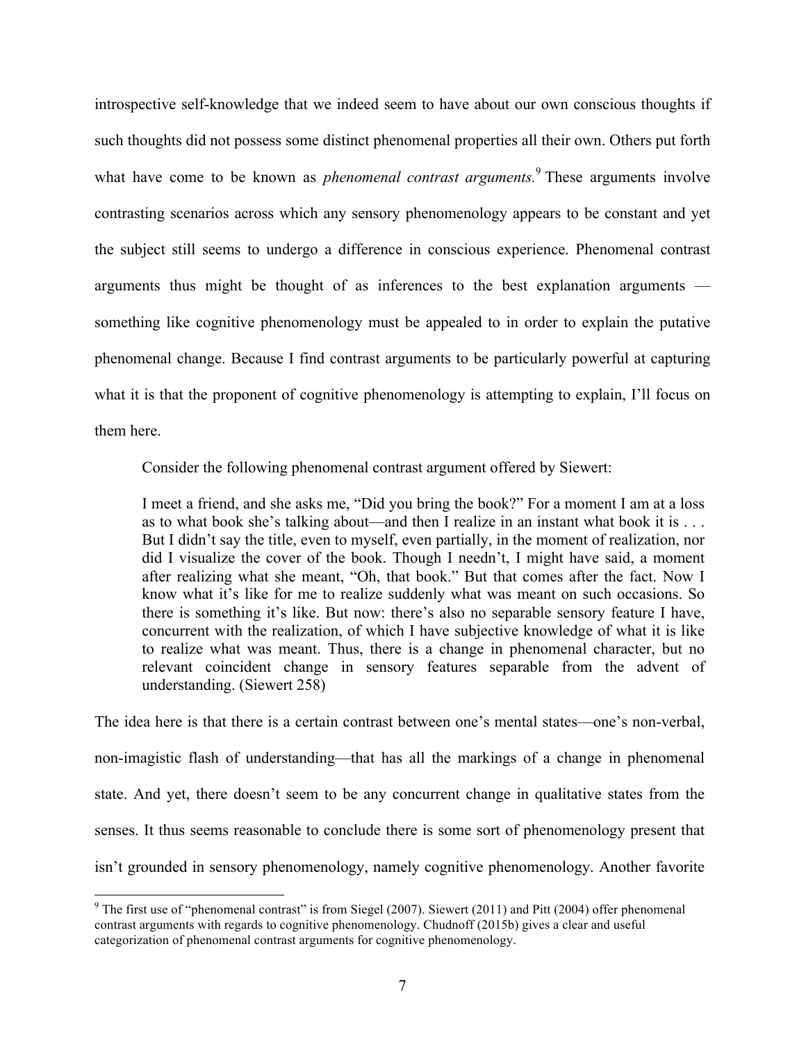introspective self-knowledge that we indeed seem to have about our own conscious thoughts if such thoughts did not possess some distinct phenomenal properties all their own. Others put forth what have come to be known as *phenomenal contrast arguments.*[9] These arguments involve contrasting scenarios across which any sensory phenomenology appears to be constant and yet the subject still seems to undergo a difference in conscious experience. Phenomenal contrast arguments thus might be thought of as inferences to the best explanation arguments — something like cognitive phenomenology must be appealed to in order to explain the putative phenomenal change. Because I find contrast arguments to be particularly powerful at capturing what it is that the proponent of cognitive phenomenology is attempting to explain, I'll focus on them here.

Consider the following phenomenal contrast argument offered by Siewert:

> I meet a friend, and she asks me, "Did you bring the book?" For a moment I am at a loss as to what book she's talking about—and then I realize in an instant what book it is . . . But I didn't say the title, even to myself, even partially, in the moment of realization, nor did I visualize the cover of the book. Though I needn't, I might have said, a moment after realizing what she meant, "Oh, that book." But that comes after the fact. Now I know what it's like for me to realize suddenly what was meant on such occasions. So there is something it's like. But now: there's also no separable sensory feature I have, concurrent with the realization, of which I have subjective knowledge of what it is like to realize what was meant. Thus, there is a change in phenomenal character, but no relevant coincident change in sensory features separable from the advent of understanding. (Siewert 258)

The idea here is that there is a certain contrast between one's mental states—one's non-verbal, non-imagistic flash of understanding—that has all the markings of a change in phenomenal state. And yet, there doesn't seem to be any concurrent change in qualitative states from the senses. It thus seems reasonable to conclude there is some sort of phenomenology present that isn't grounded in sensory phenomenology, namely cognitive phenomenology. Another favorite

---

[9] The first use of "phenomenal contrast" is from Siegel (2007). Siewert (2011) and Pitt (2004) offer phenomenal contrast arguments with regards to cognitive phenomenology. Chudnoff (2015b) gives a clear and useful categorization of phenomenal contrast arguments for cognitive phenomenology.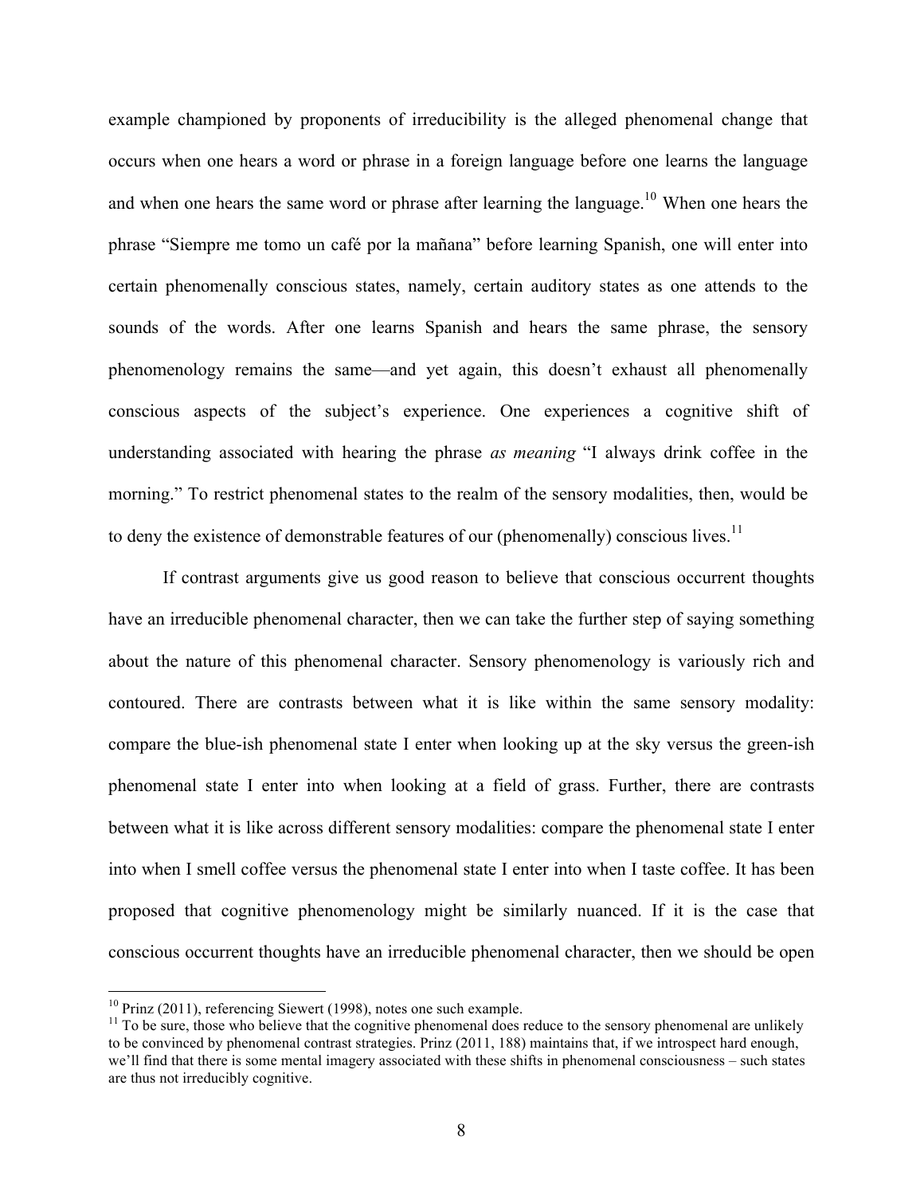example championed by proponents of irreducibility is the alleged phenomenal change that occurs when one hears a word or phrase in a foreign language before one learns the language and when one hears the same word or phrase after learning the language.[10] When one hears the phrase "Siempre me tomo un café por la mañana" before learning Spanish, one will enter into certain phenomenally conscious states, namely, certain auditory states as one attends to the sounds of the words. After one learns Spanish and hears the same phrase, the sensory phenomenology remains the same—and yet again, this doesn't exhaust all phenomenally conscious aspects of the subject's experience. One experiences a cognitive shift of understanding associated with hearing the phrase *as meaning* "I always drink coffee in the morning." To restrict phenomenal states to the realm of the sensory modalities, then, would be to deny the existence of demonstrable features of our (phenomenally) conscious lives.[11]

If contrast arguments give us good reason to believe that conscious occurrent thoughts have an irreducible phenomenal character, then we can take the further step of saying something about the nature of this phenomenal character. Sensory phenomenology is variously rich and contoured. There are contrasts between what it is like within the same sensory modality: compare the blue-ish phenomenal state I enter when looking up at the sky versus the green-ish phenomenal state I enter into when looking at a field of grass. Further, there are contrasts between what it is like across different sensory modalities: compare the phenomenal state I enter into when I smell coffee versus the phenomenal state I enter into when I taste coffee. It has been proposed that cognitive phenomenology might be similarly nuanced. If it is the case that conscious occurrent thoughts have an irreducible phenomenal character, then we should be open

---

[10] Prinz (2011), referencing Siewert (1998), notes one such example.

[11] To be sure, those who believe that the cognitive phenomenal does reduce to the sensory phenomenal are unlikely to be convinced by phenomenal contrast strategies. Prinz (2011, 188) maintains that, if we introspect hard enough, we'll find that there is some mental imagery associated with these shifts in phenomenal consciousness – such states are thus not irreducibly cognitive.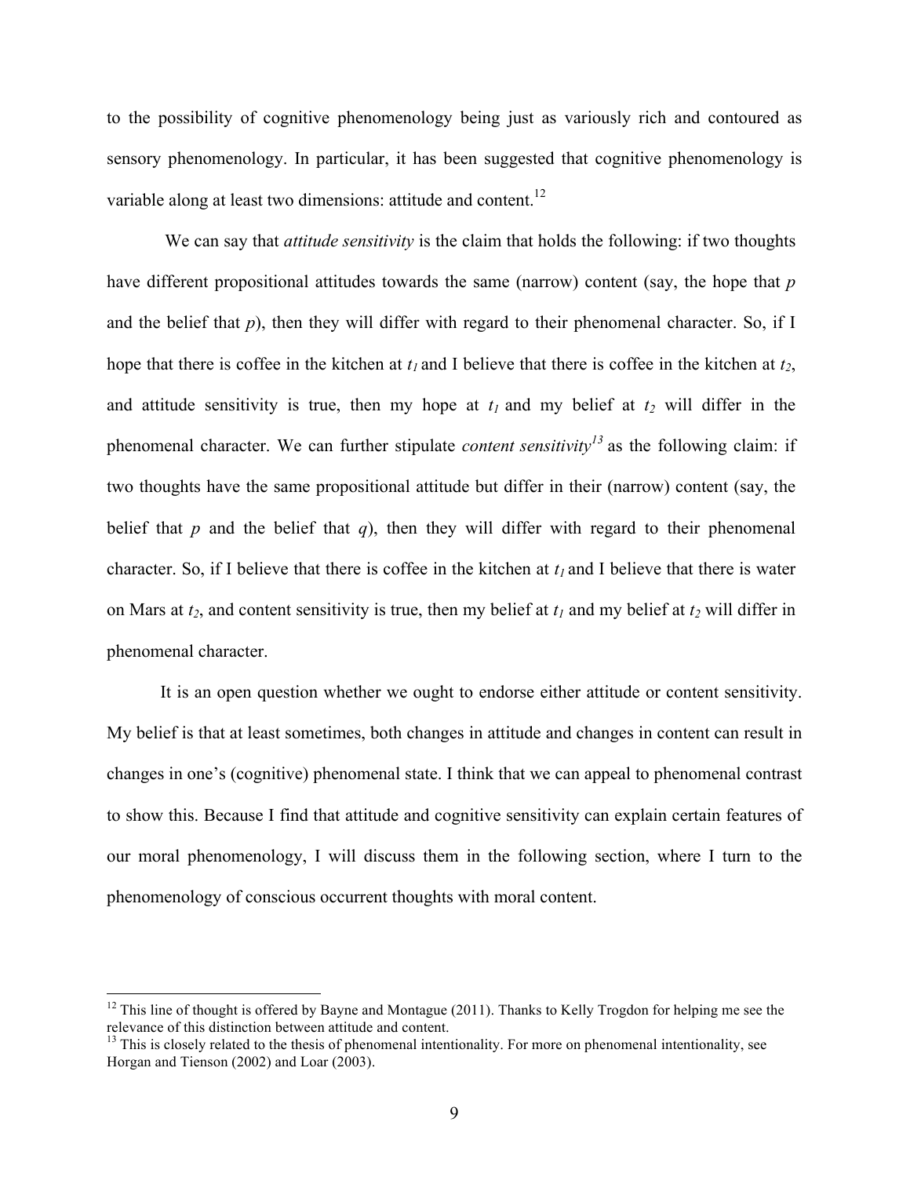to the possibility of cognitive phenomenology being just as variously rich and contoured as sensory phenomenology. In particular, it has been suggested that cognitive phenomenology is variable along at least two dimensions: attitude and content.[12]

We can say that *attitude sensitivity* is the claim that holds the following: if two thoughts have different propositional attitudes towards the same (narrow) content (say, the hope that *p* and the belief that *p*), then they will differ with regard to their phenomenal character. So, if I hope that there is coffee in the kitchen at $t_1$ and I believe that there is coffee in the kitchen at $t_2$, and attitude sensitivity is true, then my hope at $t_1$ and my belief at $t_2$ will differ in the phenomenal character. We can further stipulate *content sensitivity*[13] as the following claim: if two thoughts have the same propositional attitude but differ in their (narrow) content (say, the belief that *p* and the belief that *q*), then they will differ with regard to their phenomenal character. So, if I believe that there is coffee in the kitchen at $t_1$ and I believe that there is water on Mars at $t_2$, and content sensitivity is true, then my belief at $t_1$ and my belief at $t_2$ will differ in phenomenal character.

It is an open question whether we ought to endorse either attitude or content sensitivity. My belief is that at least sometimes, both changes in attitude and changes in content can result in changes in one's (cognitive) phenomenal state. I think that we can appeal to phenomenal contrast to show this. Because I find that attitude and cognitive sensitivity can explain certain features of our moral phenomenology, I will discuss them in the following section, where I turn to the phenomenology of conscious occurrent thoughts with moral content.

---

[12] This line of thought is offered by Bayne and Montague (2011). Thanks to Kelly Trogdon for helping me see the relevance of this distinction between attitude and content.

[13] This is closely related to the thesis of phenomenal intentionality. For more on phenomenal intentionality, see Horgan and Tienson (2002) and Loar (2003).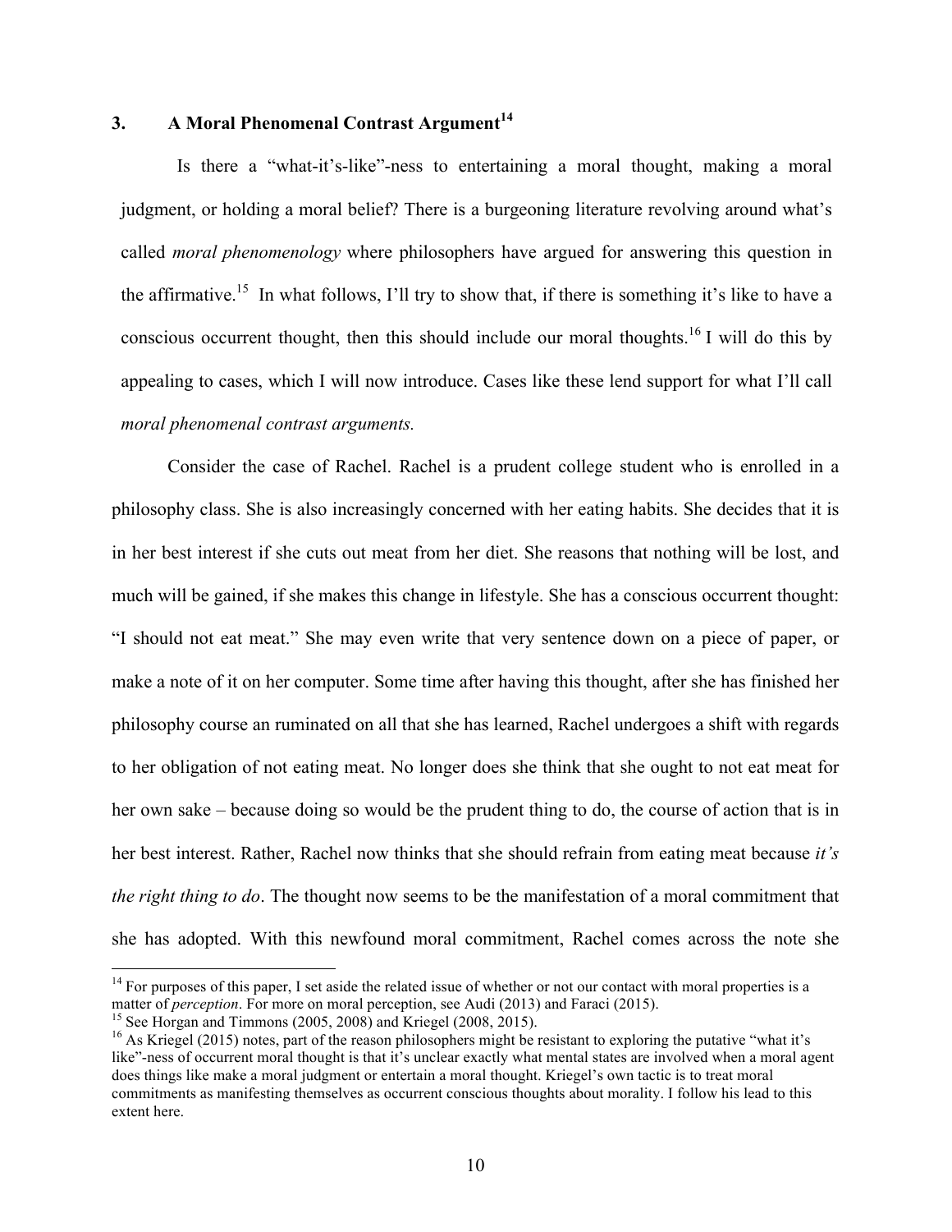## 3. A Moral Phenomenal Contrast Argument[14]

Is there a "what-it's-like"-ness to entertaining a moral thought, making a moral judgment, or holding a moral belief? There is a burgeoning literature revolving around what's called *moral phenomenology* where philosophers have argued for answering this question in the affirmative.[15] In what follows, I'll try to show that, if there is something it's like to have a conscious occurrent thought, then this should include our moral thoughts.[16] I will do this by appealing to cases, which I will now introduce. Cases like these lend support for what I'll call *moral phenomenal contrast arguments.*

Consider the case of Rachel. Rachel is a prudent college student who is enrolled in a philosophy class. She is also increasingly concerned with her eating habits. She decides that it is in her best interest if she cuts out meat from her diet. She reasons that nothing will be lost, and much will be gained, if she makes this change in lifestyle. She has a conscious occurrent thought: "I should not eat meat." She may even write that very sentence down on a piece of paper, or make a note of it on her computer. Some time after having this thought, after she has finished her philosophy course an ruminated on all that she has learned, Rachel undergoes a shift with regards to her obligation of not eating meat. No longer does she think that she ought to not eat meat for her own sake – because doing so would be the prudent thing to do, the course of action that is in her best interest. Rather, Rachel now thinks that she should refrain from eating meat because *it's the right thing to do*. The thought now seems to be the manifestation of a moral commitment that she has adopted. With this newfound moral commitment, Rachel comes across the note she

---

[14] For purposes of this paper, I set aside the related issue of whether or not our contact with moral properties is a matter of *perception*. For more on moral perception, see Audi (2013) and Faraci (2015).

[15] See Horgan and Timmons (2005, 2008) and Kriegel (2008, 2015).

[16] As Kriegel (2015) notes, part of the reason philosophers might be resistant to exploring the putative "what it's like"-ness of occurrent moral thought is that it's unclear exactly what mental states are involved when a moral agent does things like make a moral judgment or entertain a moral thought. Kriegel's own tactic is to treat moral commitments as manifesting themselves as occurrent conscious thoughts about morality. I follow his lead to this extent here.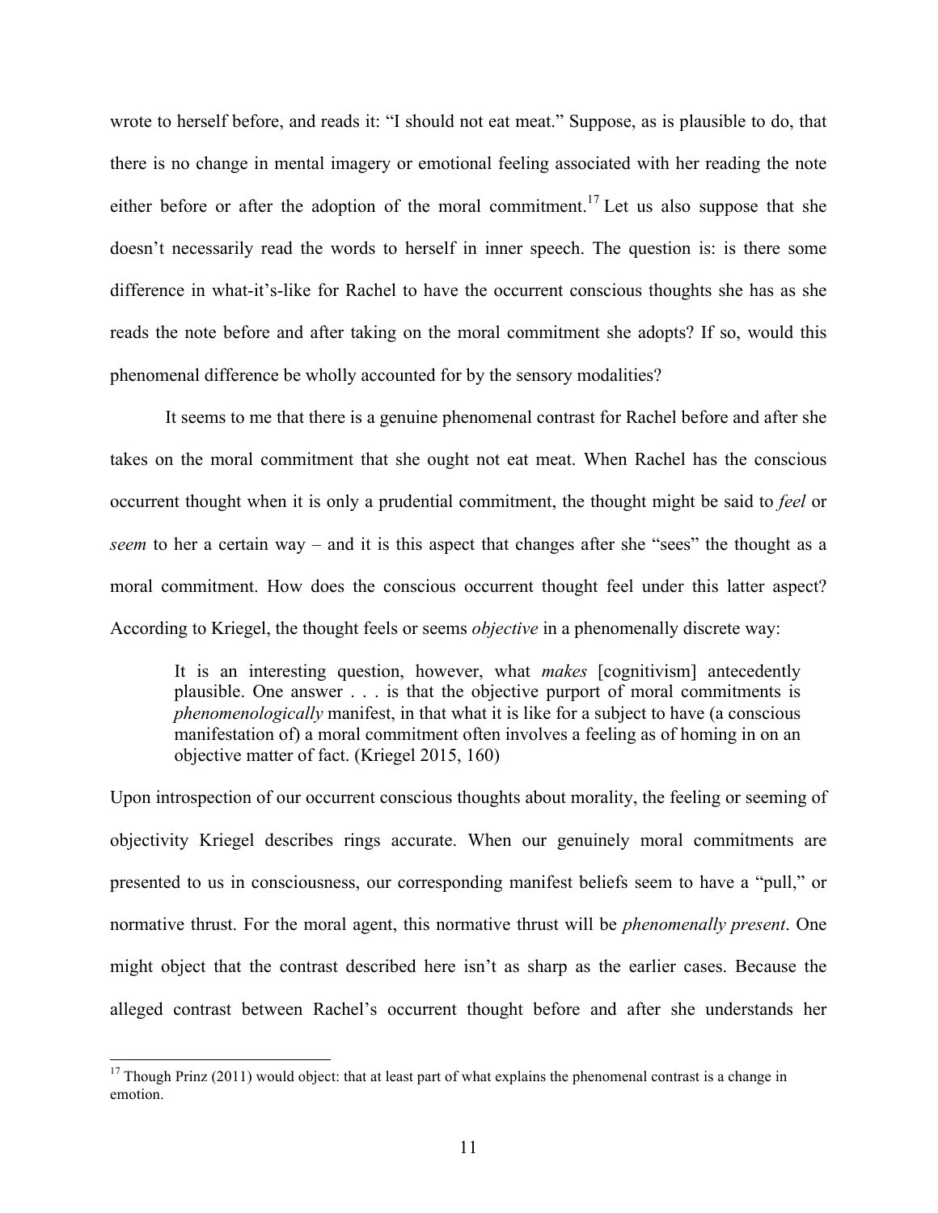wrote to herself before, and reads it: "I should not eat meat." Suppose, as is plausible to do, that there is no change in mental imagery or emotional feeling associated with her reading the note either before or after the adoption of the moral commitment.[17] Let us also suppose that she doesn't necessarily read the words to herself in inner speech. The question is: is there some difference in what-it's-like for Rachel to have the occurrent conscious thoughts she has as she reads the note before and after taking on the moral commitment she adopts? If so, would this phenomenal difference be wholly accounted for by the sensory modalities?

It seems to me that there is a genuine phenomenal contrast for Rachel before and after she takes on the moral commitment that she ought not eat meat. When Rachel has the conscious occurrent thought when it is only a prudential commitment, the thought might be said to *feel* or *seem* to her a certain way – and it is this aspect that changes after she "sees" the thought as a moral commitment. How does the conscious occurrent thought feel under this latter aspect? According to Kriegel, the thought feels or seems *objective* in a phenomenally discrete way:

> It is an interesting question, however, what *makes* [cognitivism] antecedently plausible. One answer . . . is that the objective purport of moral commitments is *phenomenologically* manifest, in that what it is like for a subject to have (a conscious manifestation of) a moral commitment often involves a feeling as of homing in on an objective matter of fact. (Kriegel 2015, 160)

Upon introspection of our occurrent conscious thoughts about morality, the feeling or seeming of objectivity Kriegel describes rings accurate. When our genuinely moral commitments are presented to us in consciousness, our corresponding manifest beliefs seem to have a "pull," or normative thrust. For the moral agent, this normative thrust will be *phenomenally present*. One might object that the contrast described here isn't as sharp as the earlier cases. Because the alleged contrast between Rachel's occurrent thought before and after she understands her

[17] Though Prinz (2011) would object: that at least part of what explains the phenomenal contrast is a change in emotion.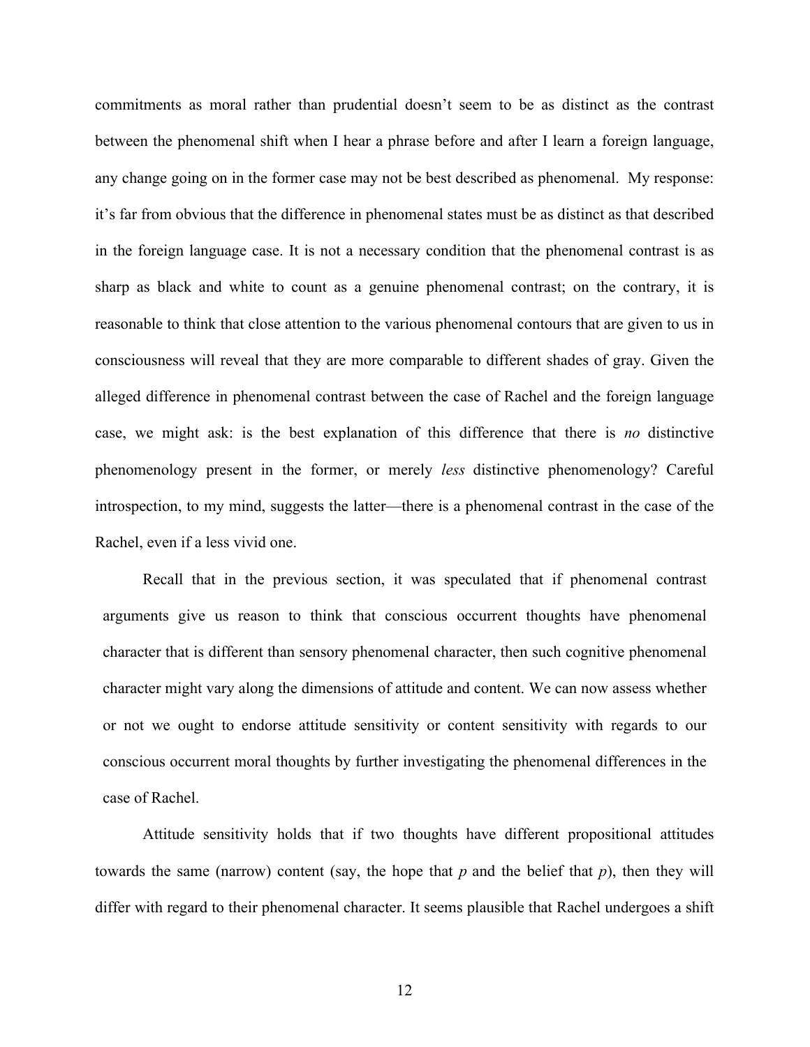commitments as moral rather than prudential doesn't seem to be as distinct as the contrast between the phenomenal shift when I hear a phrase before and after I learn a foreign language, any change going on in the former case may not be best described as phenomenal. My response: it's far from obvious that the difference in phenomenal states must be as distinct as that described in the foreign language case. It is not a necessary condition that the phenomenal contrast is as sharp as black and white to count as a genuine phenomenal contrast; on the contrary, it is reasonable to think that close attention to the various phenomenal contours that are given to us in consciousness will reveal that they are more comparable to different shades of gray. Given the alleged difference in phenomenal contrast between the case of Rachel and the foreign language case, we might ask: is the best explanation of this difference that there is *no* distinctive phenomenology present in the former, or merely *less* distinctive phenomenology? Careful introspection, to my mind, suggests the latter—there is a phenomenal contrast in the case of the Rachel, even if a less vivid one.

> Recall that in the previous section, it was speculated that if phenomenal contrast arguments give us reason to think that conscious occurrent thoughts have phenomenal character that is different than sensory phenomenal character, then such cognitive phenomenal character might vary along the dimensions of attitude and content. We can now assess whether or not we ought to endorse attitude sensitivity or content sensitivity with regards to our conscious occurrent moral thoughts by further investigating the phenomenal differences in the case of Rachel.

Attitude sensitivity holds that if two thoughts have different propositional attitudes towards the same (narrow) content (say, the hope that *p* and the belief that *p*), then they will differ with regard to their phenomenal character. It seems plausible that Rachel undergoes a shift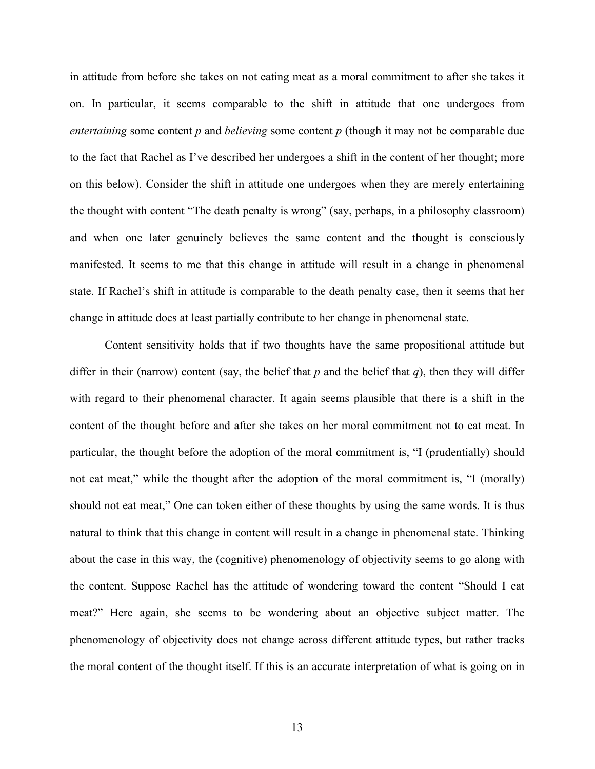in attitude from before she takes on not eating meat as a moral commitment to after she takes it on. In particular, it seems comparable to the shift in attitude that one undergoes from *entertaining* some content *p* and *believing* some content *p* (though it may not be comparable due to the fact that Rachel as I've described her undergoes a shift in the content of her thought; more on this below). Consider the shift in attitude one undergoes when they are merely entertaining the thought with content "The death penalty is wrong" (say, perhaps, in a philosophy classroom) and when one later genuinely believes the same content and the thought is consciously manifested. It seems to me that this change in attitude will result in a change in phenomenal state. If Rachel's shift in attitude is comparable to the death penalty case, then it seems that her change in attitude does at least partially contribute to her change in phenomenal state.

Content sensitivity holds that if two thoughts have the same propositional attitude but differ in their (narrow) content (say, the belief that *p* and the belief that *q*), then they will differ with regard to their phenomenal character. It again seems plausible that there is a shift in the content of the thought before and after she takes on her moral commitment not to eat meat. In particular, the thought before the adoption of the moral commitment is, "I (prudentially) should not eat meat," while the thought after the adoption of the moral commitment is, "I (morally) should not eat meat," One can token either of these thoughts by using the same words. It is thus natural to think that this change in content will result in a change in phenomenal state. Thinking about the case in this way, the (cognitive) phenomenology of objectivity seems to go along with the content. Suppose Rachel has the attitude of wondering toward the content "Should I eat meat?" Here again, she seems to be wondering about an objective subject matter. The phenomenology of objectivity does not change across different attitude types, but rather tracks the moral content of the thought itself. If this is an accurate interpretation of what is going on in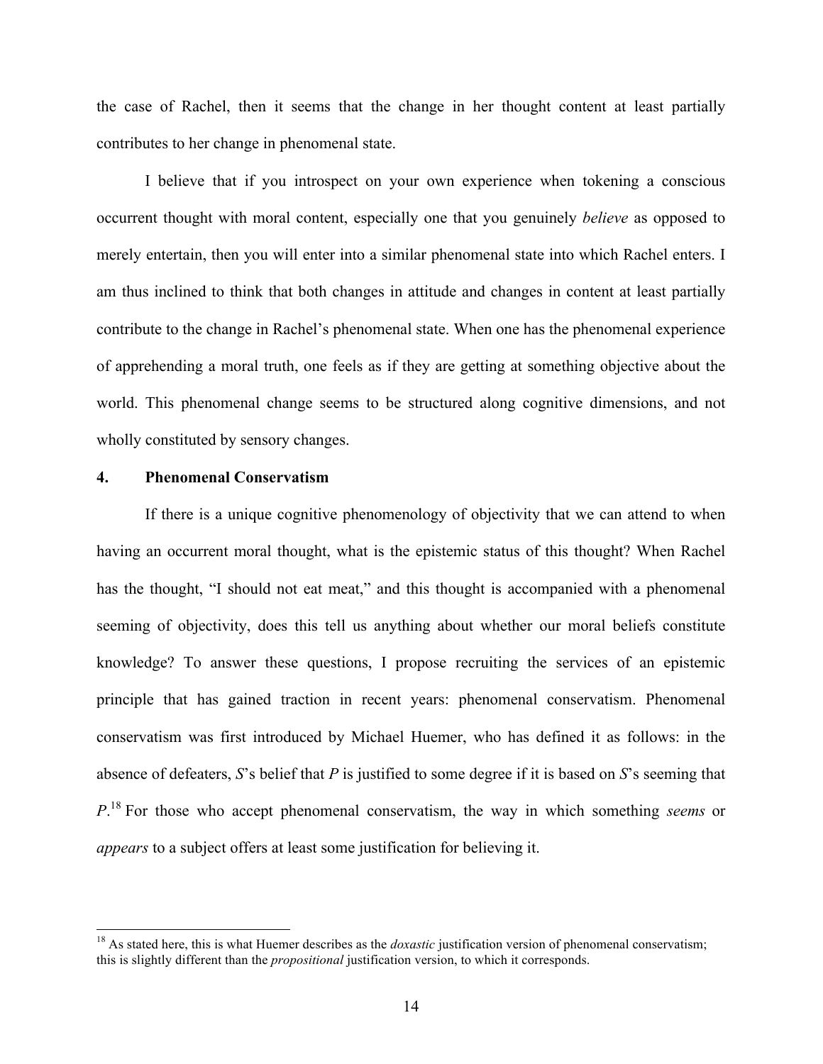the case of Rachel, then it seems that the change in her thought content at least partially contributes to her change in phenomenal state.

I believe that if you introspect on your own experience when tokening a conscious occurrent thought with moral content, especially one that you genuinely *believe* as opposed to merely entertain, then you will enter into a similar phenomenal state into which Rachel enters. I am thus inclined to think that both changes in attitude and changes in content at least partially contribute to the change in Rachel's phenomenal state. When one has the phenomenal experience of apprehending a moral truth, one feels as if they are getting at something objective about the world. This phenomenal change seems to be structured along cognitive dimensions, and not wholly constituted by sensory changes.

## 4. Phenomenal Conservatism

If there is a unique cognitive phenomenology of objectivity that we can attend to when having an occurrent moral thought, what is the epistemic status of this thought? When Rachel has the thought, "I should not eat meat," and this thought is accompanied with a phenomenal seeming of objectivity, does this tell us anything about whether our moral beliefs constitute knowledge? To answer these questions, I propose recruiting the services of an epistemic principle that has gained traction in recent years: phenomenal conservatism. Phenomenal conservatism was first introduced by Michael Huemer, who has defined it as follows: in the absence of defeaters, *S*'s belief that *P* is justified to some degree if it is based on *S*'s seeming that *P*.[18] For those who accept phenomenal conservatism, the way in which something *seems* or *appears* to a subject offers at least some justification for believing it.

---

[18] As stated here, this is what Huemer describes as the *doxastic* justification version of phenomenal conservatism; this is slightly different than the *propositional* justification version, to which it corresponds.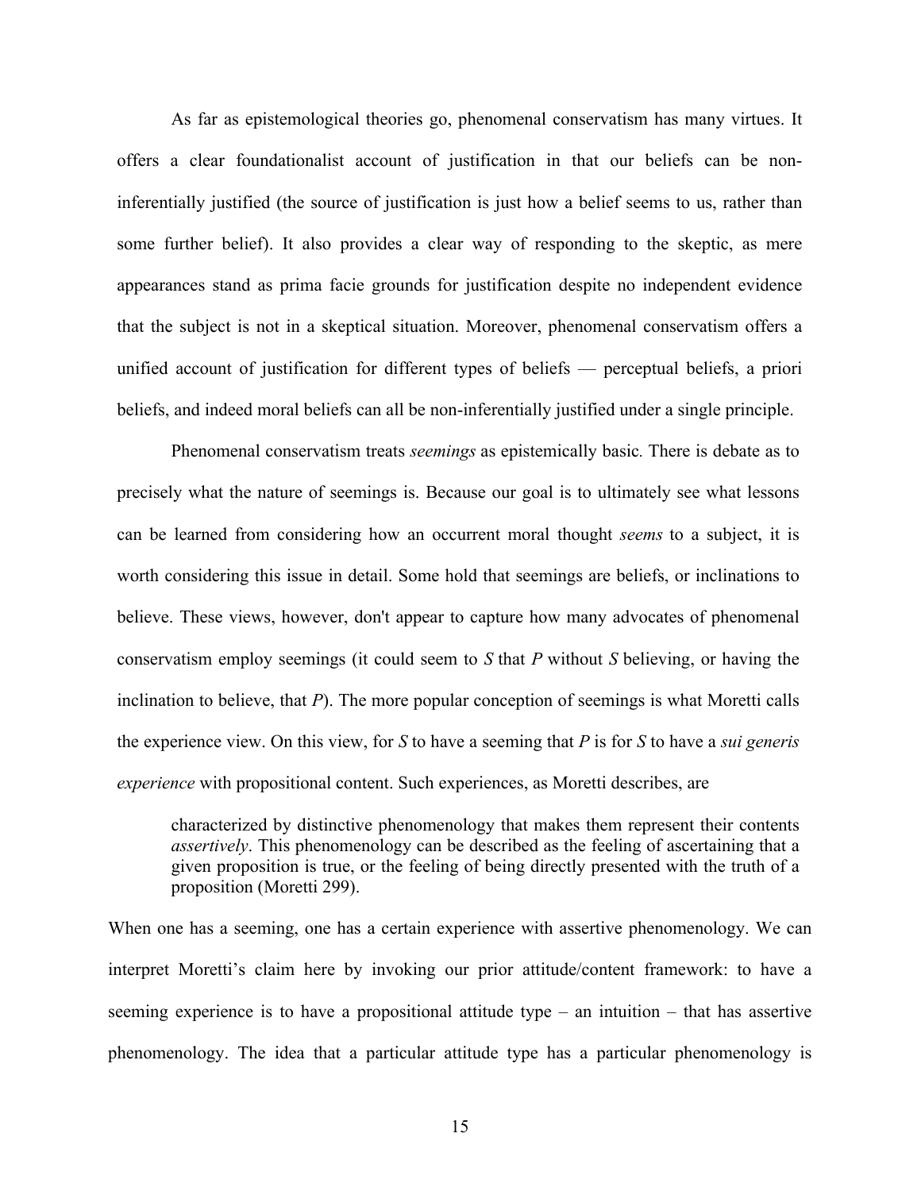As far as epistemological theories go, phenomenal conservatism has many virtues. It offers a clear foundationalist account of justification in that our beliefs can be non-inferentially justified (the source of justification is just how a belief seems to us, rather than some further belief). It also provides a clear way of responding to the skeptic, as mere appearances stand as prima facie grounds for justification despite no independent evidence that the subject is not in a skeptical situation. Moreover, phenomenal conservatism offers a unified account of justification for different types of beliefs — perceptual beliefs, a priori beliefs, and indeed moral beliefs can all be non-inferentially justified under a single principle.

Phenomenal conservatism treats *seemings* as epistemically basic. There is debate as to precisely what the nature of seemings is. Because our goal is to ultimately see what lessons can be learned from considering how an occurrent moral thought *seems* to a subject, it is worth considering this issue in detail. Some hold that seemings are beliefs, or inclinations to believe. These views, however, don't appear to capture how many advocates of phenomenal conservatism employ seemings (it could seem to *S* that *P* without *S* believing, or having the inclination to believe, that *P*). The more popular conception of seemings is what Moretti calls the experience view. On this view, for *S* to have a seeming that *P* is for *S* to have a *sui generis experience* with propositional content. Such experiences, as Moretti describes, are

> characterized by distinctive phenomenology that makes them represent their contents *assertively*. This phenomenology can be described as the feeling of ascertaining that a given proposition is true, or the feeling of being directly presented with the truth of a proposition (Moretti 299).

When one has a seeming, one has a certain experience with assertive phenomenology. We can interpret Moretti's claim here by invoking our prior attitude/content framework: to have a seeming experience is to have a propositional attitude type – an intuition – that has assertive phenomenology. The idea that a particular attitude type has a particular phenomenology is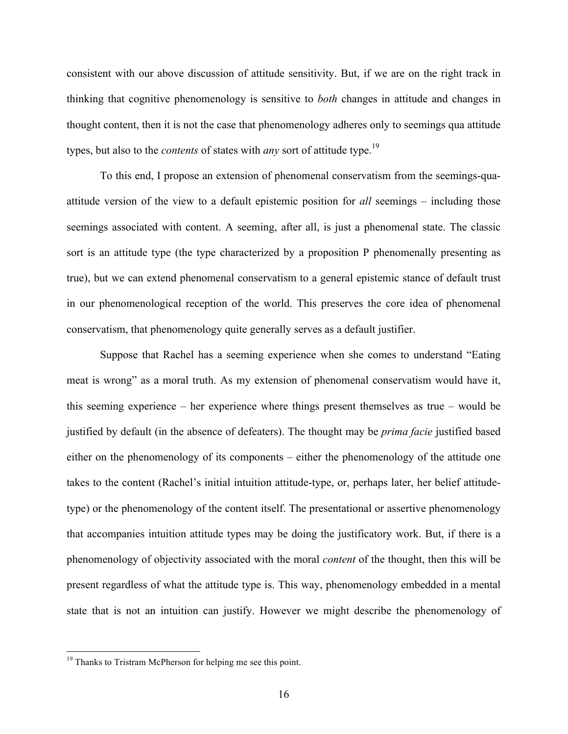consistent with our above discussion of attitude sensitivity. But, if we are on the right track in thinking that cognitive phenomenology is sensitive to *both* changes in attitude and changes in thought content, then it is not the case that phenomenology adheres only to seemings qua attitude types, but also to the *contents* of states with *any* sort of attitude type.[19]

To this end, I propose an extension of phenomenal conservatism from the seemings-qua-attitude version of the view to a default epistemic position for *all* seemings – including those seemings associated with content. A seeming, after all, is just a phenomenal state. The classic sort is an attitude type (the type characterized by a proposition P phenomenally presenting as true), but we can extend phenomenal conservatism to a general epistemic stance of default trust in our phenomenological reception of the world. This preserves the core idea of phenomenal conservatism, that phenomenology quite generally serves as a default justifier.

Suppose that Rachel has a seeming experience when she comes to understand "Eating meat is wrong" as a moral truth. As my extension of phenomenal conservatism would have it, this seeming experience – her experience where things present themselves as true – would be justified by default (in the absence of defeaters). The thought may be *prima facie* justified based either on the phenomenology of its components – either the phenomenology of the attitude one takes to the content (Rachel's initial intuition attitude-type, or, perhaps later, her belief attitude-type) or the phenomenology of the content itself. The presentational or assertive phenomenology that accompanies intuition attitude types may be doing the justificatory work. But, if there is a phenomenology of objectivity associated with the moral *content* of the thought, then this will be present regardless of what the attitude type is. This way, phenomenology embedded in a mental state that is not an intuition can justify. However we might describe the phenomenology of

[19] Thanks to Tristram McPherson for helping me see this point.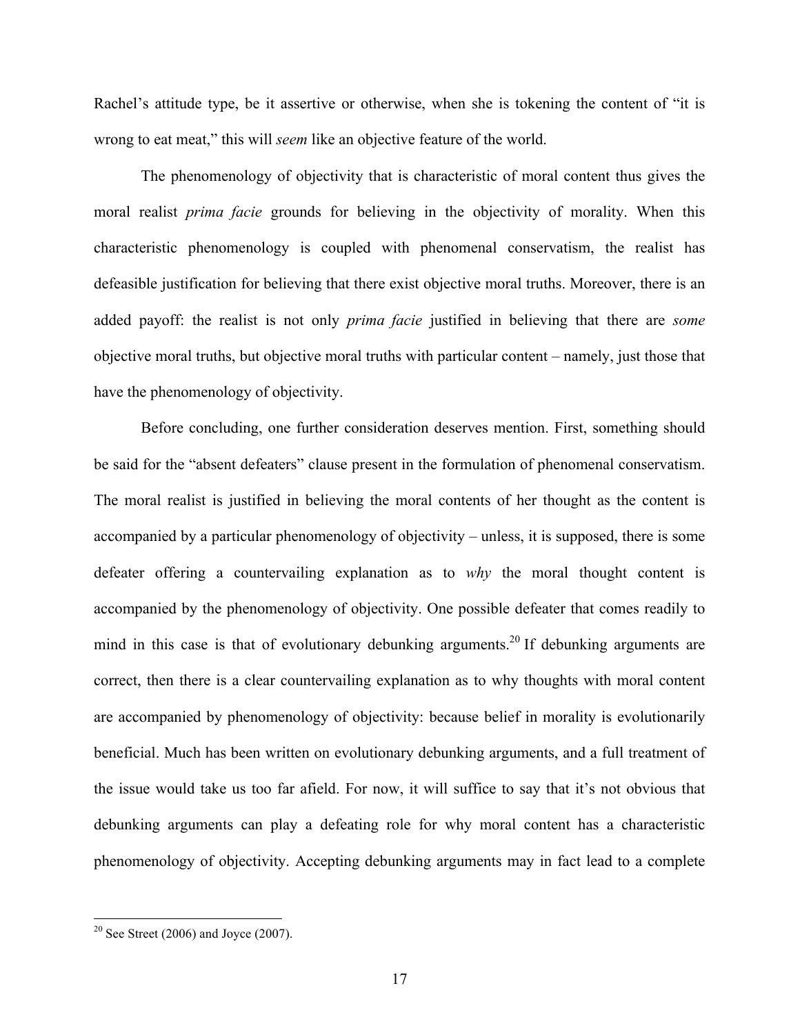Rachel's attitude type, be it assertive or otherwise, when she is tokening the content of "it is wrong to eat meat," this will *seem* like an objective feature of the world.

The phenomenology of objectivity that is characteristic of moral content thus gives the moral realist *prima facie* grounds for believing in the objectivity of morality. When this characteristic phenomenology is coupled with phenomenal conservatism, the realist has defeasible justification for believing that there exist objective moral truths. Moreover, there is an added payoff: the realist is not only *prima facie* justified in believing that there are *some* objective moral truths, but objective moral truths with particular content – namely, just those that have the phenomenology of objectivity.

Before concluding, one further consideration deserves mention. First, something should be said for the "absent defeaters" clause present in the formulation of phenomenal conservatism. The moral realist is justified in believing the moral contents of her thought as the content is accompanied by a particular phenomenology of objectivity – unless, it is supposed, there is some defeater offering a countervailing explanation as to *why* the moral thought content is accompanied by the phenomenology of objectivity. One possible defeater that comes readily to mind in this case is that of evolutionary debunking arguments.[20] If debunking arguments are correct, then there is a clear countervailing explanation as to why thoughts with moral content are accompanied by phenomenology of objectivity: because belief in morality is evolutionarily beneficial. Much has been written on evolutionary debunking arguments, and a full treatment of the issue would take us too far afield. For now, it will suffice to say that it's not obvious that debunking arguments can play a defeating role for why moral content has a characteristic phenomenology of objectivity. Accepting debunking arguments may in fact lead to a complete

---

[20] See Street (2006) and Joyce (2007).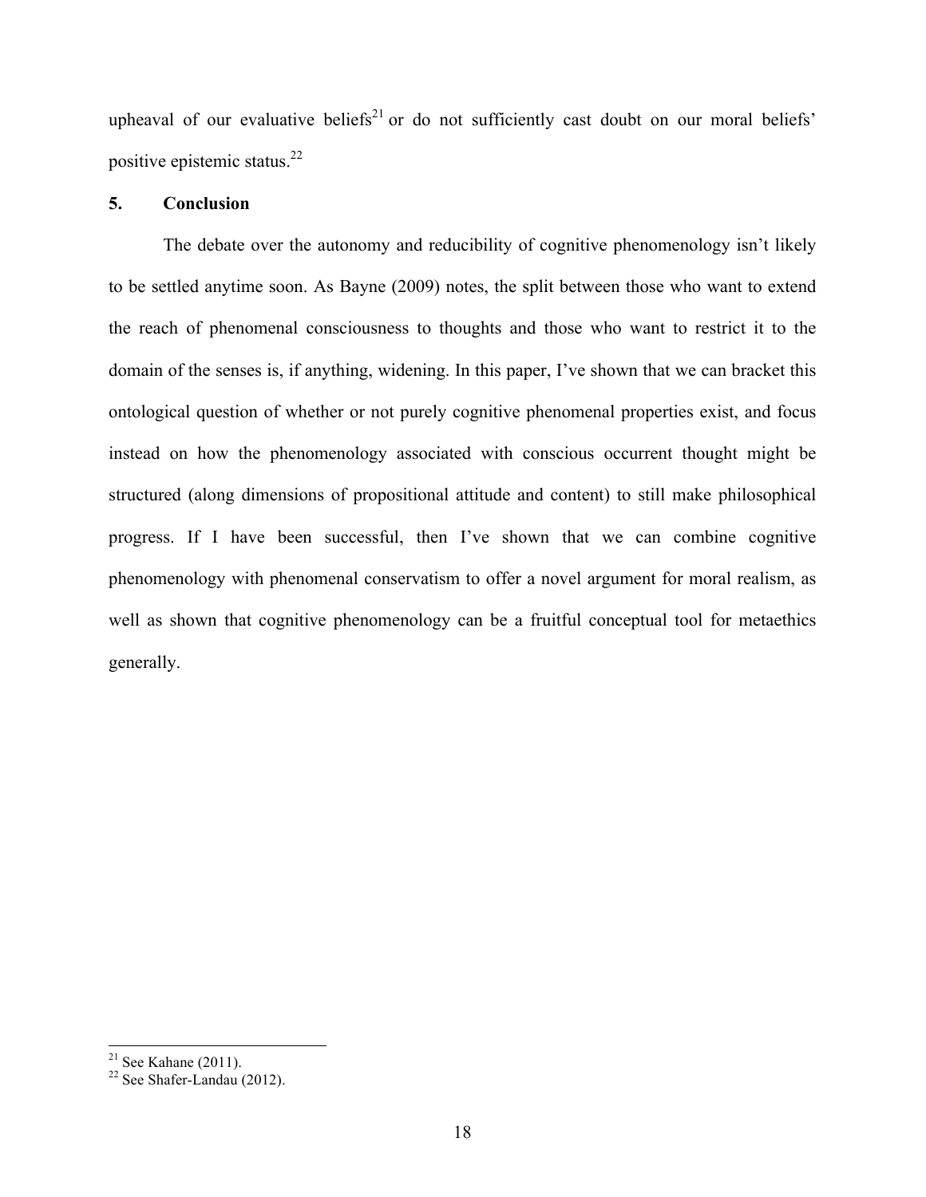upheaval of our evaluative beliefs[21] or do not sufficiently cast doubt on our moral beliefs' positive epistemic status.[22]

## 5. Conclusion

The debate over the autonomy and reducibility of cognitive phenomenology isn't likely to be settled anytime soon. As Bayne (2009) notes, the split between those who want to extend the reach of phenomenal consciousness to thoughts and those who want to restrict it to the domain of the senses is, if anything, widening. In this paper, I've shown that we can bracket this ontological question of whether or not purely cognitive phenomenal properties exist, and focus instead on how the phenomenology associated with conscious occurrent thought might be structured (along dimensions of propositional attitude and content) to still make philosophical progress. If I have been successful, then I've shown that we can combine cognitive phenomenology with phenomenal conservatism to offer a novel argument for moral realism, as well as shown that cognitive phenomenology can be a fruitful conceptual tool for metaethics generally.

---

[21] See Kahane (2011).

[22] See Shafer-Landau (2012).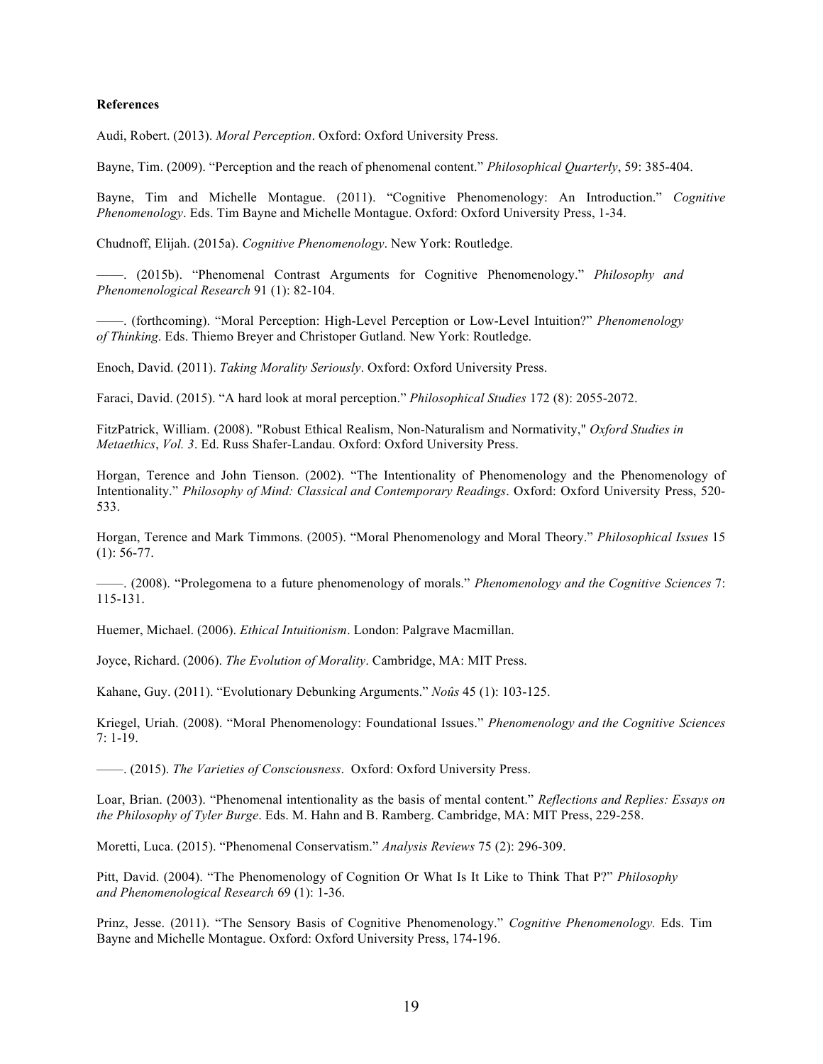**References**

Audi, Robert. (2013). *Moral Perception*. Oxford: Oxford University Press.

Bayne, Tim. (2009). "Perception and the reach of phenomenal content." *Philosophical Quarterly*, 59: 385-404.

Bayne, Tim and Michelle Montague. (2011). "Cognitive Phenomenology: An Introduction." *Cognitive Phenomenology*. Eds. Tim Bayne and Michelle Montague. Oxford: Oxford University Press, 1-34.

Chudnoff, Elijah. (2015a). *Cognitive Phenomenology*. New York: Routledge.

——. (2015b). "Phenomenal Contrast Arguments for Cognitive Phenomenology." *Philosophy and Phenomenological Research* 91 (1): 82-104.

——. (forthcoming). "Moral Perception: High-Level Perception or Low-Level Intuition?" *Phenomenology of Thinking*. Eds. Thiemo Breyer and Christoper Gutland. New York: Routledge.

Enoch, David. (2011). *Taking Morality Seriously*. Oxford: Oxford University Press.

Faraci, David. (2015). "A hard look at moral perception." *Philosophical Studies* 172 (8): 2055-2072.

FitzPatrick, William. (2008). "Robust Ethical Realism, Non-Naturalism and Normativity," *Oxford Studies in Metaethics*, *Vol. 3*. Ed. Russ Shafer-Landau. Oxford: Oxford University Press.

Horgan, Terence and John Tienson. (2002). "The Intentionality of Phenomenology and the Phenomenology of Intentionality." *Philosophy of Mind: Classical and Contemporary Readings*. Oxford: Oxford University Press, 520-533.

Horgan, Terence and Mark Timmons. (2005). "Moral Phenomenology and Moral Theory." *Philosophical Issues* 15 (1): 56-77.

——. (2008). "Prolegomena to a future phenomenology of morals." *Phenomenology and the Cognitive Sciences* 7: 115-131.

Huemer, Michael. (2006). *Ethical Intuitionism*. London: Palgrave Macmillan.

Joyce, Richard. (2006). *The Evolution of Morality*. Cambridge, MA: MIT Press.

Kahane, Guy. (2011). "Evolutionary Debunking Arguments." *Noûs* 45 (1): 103-125.

Kriegel, Uriah. (2008). "Moral Phenomenology: Foundational Issues." *Phenomenology and the Cognitive Sciences* 7: 1-19.

——. (2015). *The Varieties of Consciousness*. Oxford: Oxford University Press.

Loar, Brian. (2003). "Phenomenal intentionality as the basis of mental content." *Reflections and Replies: Essays on the Philosophy of Tyler Burge*. Eds. M. Hahn and B. Ramberg. Cambridge, MA: MIT Press, 229-258.

Moretti, Luca. (2015). "Phenomenal Conservatism." *Analysis Reviews* 75 (2): 296-309.

Pitt, David. (2004). "The Phenomenology of Cognition Or What Is It Like to Think That P?" *Philosophy and Phenomenological Research* 69 (1): 1-36.

Prinz, Jesse. (2011). "The Sensory Basis of Cognitive Phenomenology." *Cognitive Phenomenology.* Eds. Tim Bayne and Michelle Montague. Oxford: Oxford University Press, 174-196.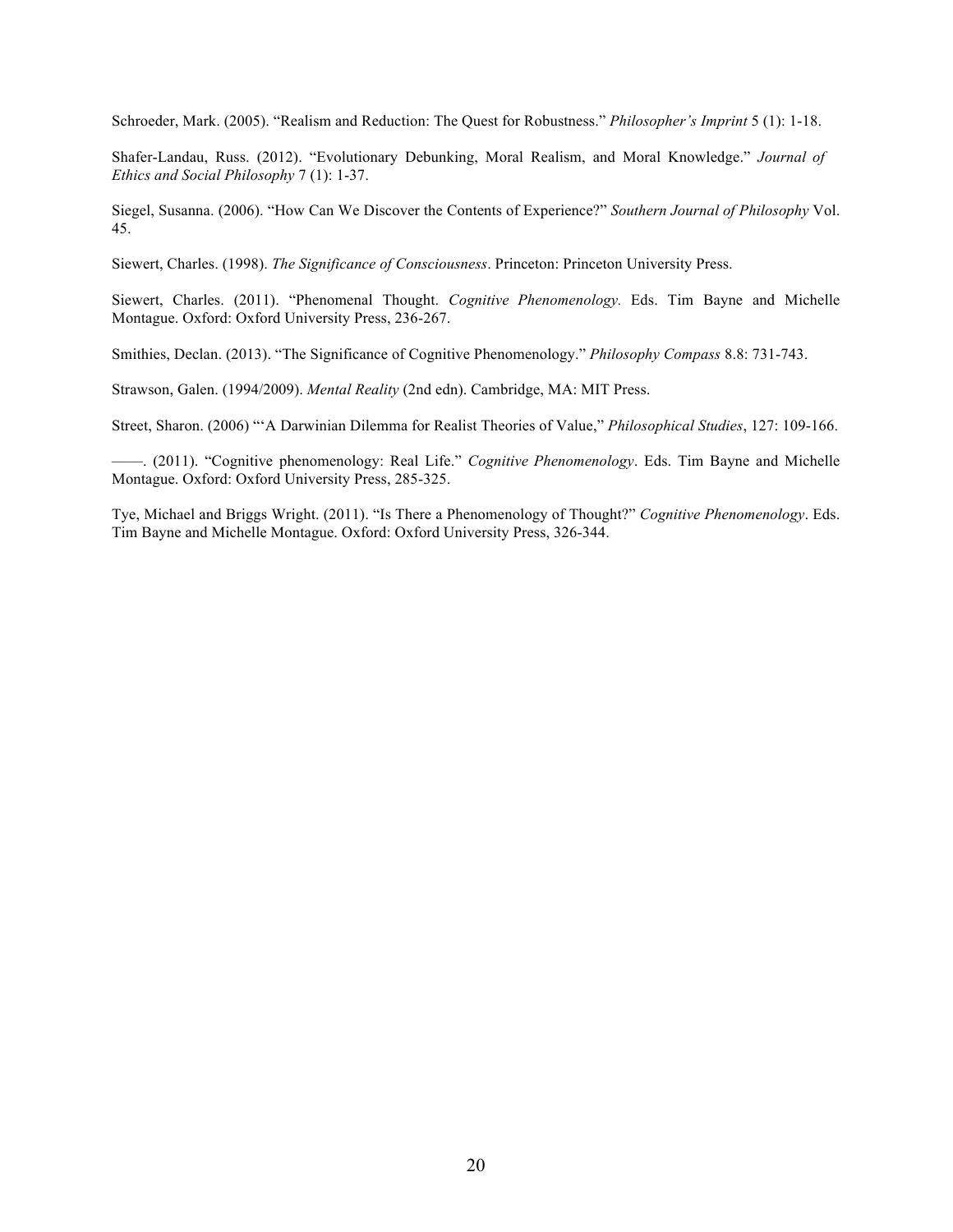Schroeder, Mark. (2005). "Realism and Reduction: The Quest for Robustness." *Philosopher's Imprint* 5 (1): 1-18.

Shafer-Landau, Russ. (2012). "Evolutionary Debunking, Moral Realism, and Moral Knowledge." *Journal of Ethics and Social Philosophy* 7 (1): 1-37.

Siegel, Susanna. (2006). "How Can We Discover the Contents of Experience?" *Southern Journal of Philosophy* Vol. 45.

Siewert, Charles. (1998). *The Significance of Consciousness*. Princeton: Princeton University Press.

Siewert, Charles. (2011). "Phenomenal Thought. *Cognitive Phenomenology.* Eds. Tim Bayne and Michelle Montague. Oxford: Oxford University Press, 236-267.

Smithies, Declan. (2013). "The Significance of Cognitive Phenomenology." *Philosophy Compass* 8.8: 731-743.

Strawson, Galen. (1994/2009). *Mental Reality* (2nd edn). Cambridge, MA: MIT Press.

Street, Sharon. (2006) "'A Darwinian Dilemma for Realist Theories of Value," *Philosophical Studies*, 127: 109-166.

——. (2011). "Cognitive phenomenology: Real Life." *Cognitive Phenomenology*. Eds. Tim Bayne and Michelle Montague. Oxford: Oxford University Press, 285-325.

Tye, Michael and Briggs Wright. (2011). "Is There a Phenomenology of Thought?" *Cognitive Phenomenology*. Eds. Tim Bayne and Michelle Montague. Oxford: Oxford University Press, 326-344.